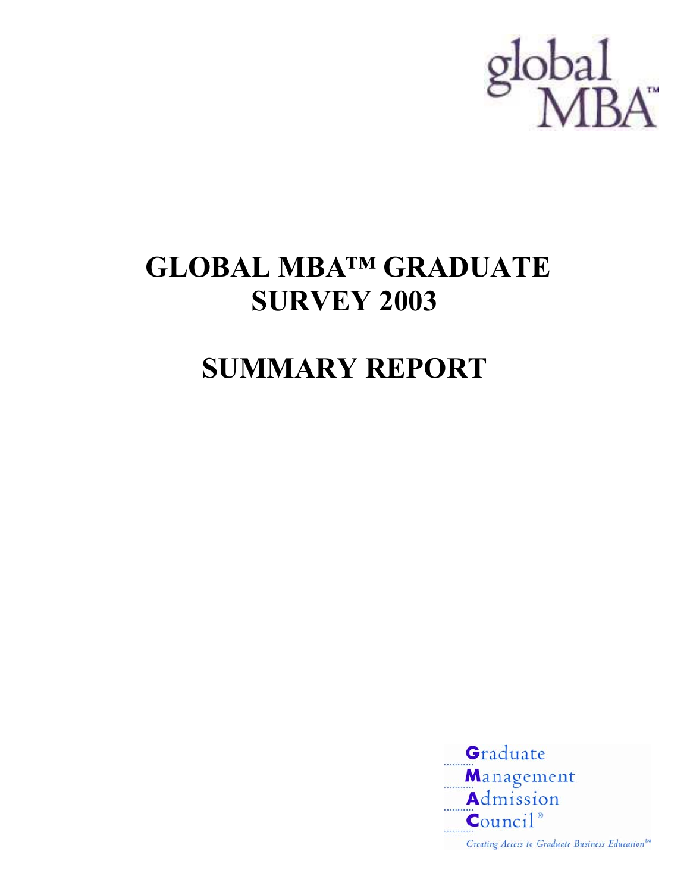global MBA™

# GLOBAL MBA™ GRADUATE SURVEY 2003

# SUMMARY REPORT

Graduate Management Admission Council®

*Creating Access to Graduate Business Education℠*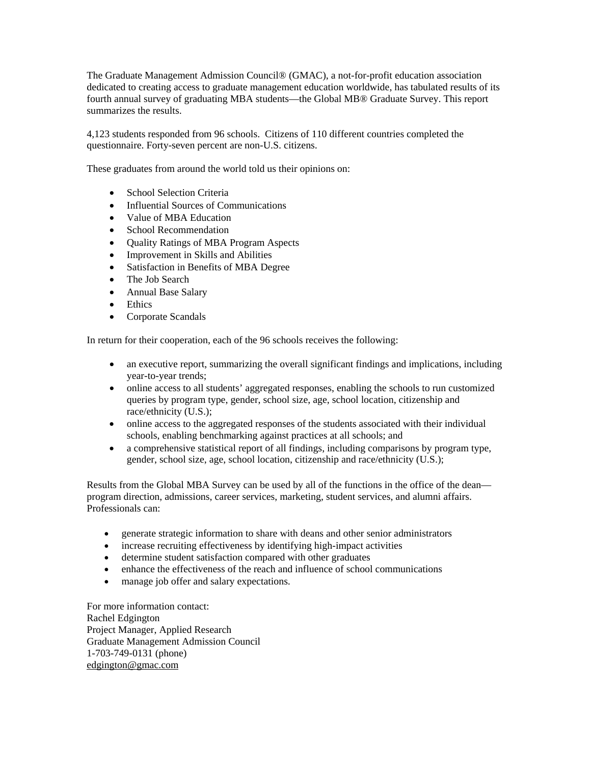The Graduate Management Admission Council® (GMAC), a not-for-profit education association dedicated to creating access to graduate management education worldwide, has tabulated results of its fourth annual survey of graduating MBA students—the Global MB® Graduate Survey. This report summarizes the results.

4,123 students responded from 96 schools. Citizens of 110 different countries completed the questionnaire. Forty-seven percent are non-U.S. citizens.

These graduates from around the world told us their opinions on:

- School Selection Criteria
- Influential Sources of Communications
- Value of MBA Education
- School Recommendation
- Quality Ratings of MBA Program Aspects
- Improvement in Skills and Abilities
- Satisfaction in Benefits of MBA Degree
- The Job Search
- Annual Base Salary
- Ethics
- Corporate Scandals

In return for their cooperation, each of the 96 schools receives the following:

- an executive report, summarizing the overall significant findings and implications, including year-to-year trends;
- online access to all students' aggregated responses, enabling the schools to run customized queries by program type, gender, school size, age, school location, citizenship and race/ethnicity (U.S.);
- online access to the aggregated responses of the students associated with their individual schools, enabling benchmarking against practices at all schools; and
- a comprehensive statistical report of all findings, including comparisons by program type, gender, school size, age, school location, citizenship and race/ethnicity (U.S.);

Results from the Global MBA Survey can be used by all of the functions in the office of the dean—program direction, admissions, career services, marketing, student services, and alumni affairs. Professionals can:

- generate strategic information to share with deans and other senior administrators
- increase recruiting effectiveness by identifying high-impact activities
- determine student satisfaction compared with other graduates
- enhance the effectiveness of the reach and influence of school communications
- manage job offer and salary expectations.

For more information contact:
Rachel Edgington
Project Manager, Applied Research
Graduate Management Admission Council
1-703-749-0131 (phone)
edgington@gmac.com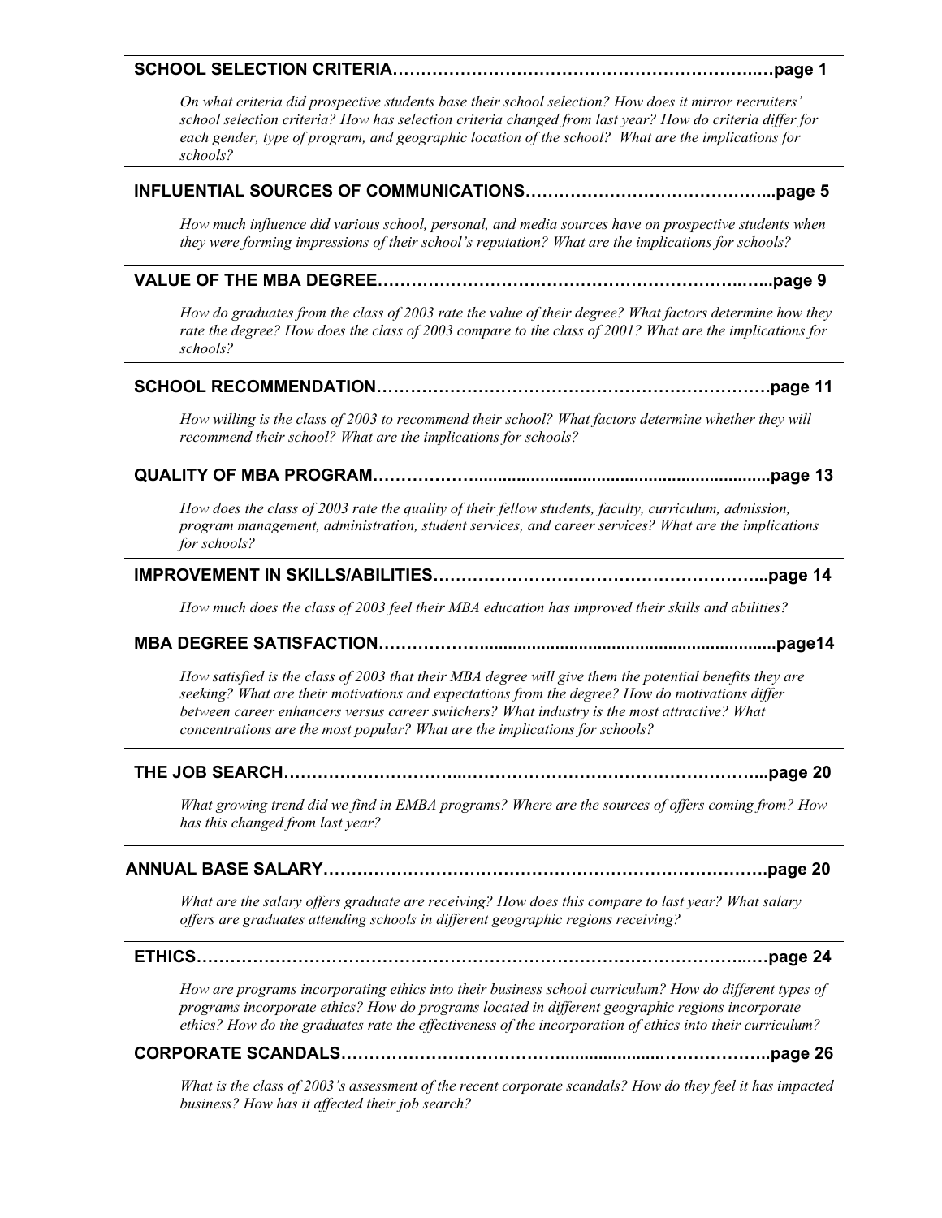**SCHOOL SELECTION CRITERIA…………………………………………………………..…page 1**

*On what criteria did prospective students base their school selection? How does it mirror recruiters' school selection criteria? How has selection criteria changed from last year? How do criteria differ for each gender, type of program, and geographic location of the school? What are the implications for schools?*

---

**INFLUENTIAL SOURCES OF COMMUNICATIONS……………………………………..page 5**

*How much influence did various school, personal, and media sources have on prospective students when they were forming impressions of their school's reputation? What are the implications for schools?*

---

**VALUE OF THE MBA DEGREE………………………………………………………..…...page 9**

*How do graduates from the class of 2003 rate the value of their degree? What factors determine how they rate the degree? How does the class of 2003 compare to the class of 2001? What are the implications for schools?*

---

**SCHOOL RECOMMENDATION……………………………………………………………page 11**

*How willing is the class of 2003 to recommend their school? What factors determine whether they will recommend their school? What are the implications for schools?*

---

**QUALITY OF MBA PROGRAM……………….............................................................page 13**

*How does the class of 2003 rate the quality of their fellow students, faculty, curriculum, admission, program management, administration, student services, and career services? What are the implications for schools?*

---

**IMPROVEMENT IN SKILLS/ABILITIES…………………………………………………..page 14**

*How much does the class of 2003 feel their MBA education has improved their skills and abilities?*

---

**MBA DEGREE SATISFACTION……………….............................................................page14**

*How satisfied is the class of 2003 that their MBA degree will give them the potential benefits they are seeking? What are their motivations and expectations from the degree? How do motivations differ between career enhancers versus career switchers? What industry is the most attractive? What concentrations are the most popular? What are the implications for schools?*

---

**THE JOB SEARCH………………………...………………………………………………..page 20**

*What growing trend did we find in EMBA programs? Where are the sources of offers coming from? How has this changed from last year?*

---

**ANNUAL BASE SALARY………………………………………………………………….page 20**

*What are the salary offers graduate are receiving? How does this compare to last year? What salary offers are graduates attending schools in different geographic regions receiving?*

---

**ETHICS………………………………………………………………………………….....…page 24**

*How are programs incorporating ethics into their business school curriculum? How do different types of programs incorporate ethics? How do programs located in different geographic regions incorporate ethics? How do the graduates rate the effectiveness of the incorporation of ethics into their curriculum?*

---

**CORPORATE SCANDALS……………………………….....................……………..page 26**

*What is the class of 2003's assessment of the recent corporate scandals? How do they feel it has impacted business? How has it affected their job search?*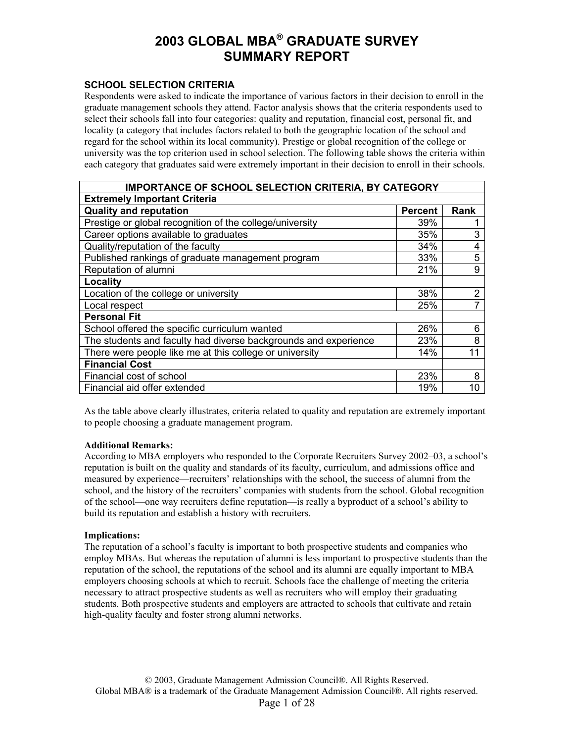# 2003 GLOBAL MBA® GRADUATE SURVEY SUMMARY REPORT

### SCHOOL SELECTION CRITERIA

Respondents were asked to indicate the importance of various factors in their decision to enroll in the graduate management schools they attend. Factor analysis shows that the criteria respondents used to select their schools fall into four categories: quality and reputation, financial cost, personal fit, and locality (a category that includes factors related to both the geographic location of the school and regard for the school within its local community). Prestige or global recognition of the college or university was the top criterion used in school selection. The following table shows the criteria within each category that graduates said were extremely important in their decision to enroll in their schools.

| IMPORTANCE OF SCHOOL SELECTION CRITERIA, BY CATEGORY | | |
|---|---|---|
| **Extremely Important Criteria** | | |
| **Quality and reputation** | **Percent** | **Rank** |
| Prestige or global recognition of the college/university | 39% | 1 |
| Career options available to graduates | 35% | 3 |
| Quality/reputation of the faculty | 34% | 4 |
| Published rankings of graduate management program | 33% | 5 |
| Reputation of alumni | 21% | 9 |
| **Locality** | | |
| Location of the college or university | 38% | 2 |
| Local respect | 25% | 7 |
| **Personal Fit** | | |
| School offered the specific curriculum wanted | 26% | 6 |
| The students and faculty had diverse backgrounds and experience | 23% | 8 |
| There were people like me at this college or university | 14% | 11 |
| **Financial Cost** | | |
| Financial cost of school | 23% | 8 |
| Financial aid offer extended | 19% | 10 |

As the table above clearly illustrates, criteria related to quality and reputation are extremely important to people choosing a graduate management program.

**Additional Remarks:**

According to MBA employers who responded to the Corporate Recruiters Survey 2002–03, a school's reputation is built on the quality and standards of its faculty, curriculum, and admissions office and measured by experience—recruiters' relationships with the school, the success of alumni from the school, and the history of the recruiters' companies with students from the school. Global recognition of the school—one way recruiters define reputation—is really a byproduct of a school's ability to build its reputation and establish a history with recruiters.

**Implications:**

The reputation of a school's faculty is important to both prospective students and companies who employ MBAs. But whereas the reputation of alumni is less important to prospective students than the reputation of the school, the reputations of the school and its alumni are equally important to MBA employers choosing schools at which to recruit. Schools face the challenge of meeting the criteria necessary to attract prospective students as well as recruiters who will employ their graduating students. Both prospective students and employers are attracted to schools that cultivate and retain high-quality faculty and foster strong alumni networks.

© 2003, Graduate Management Admission Council®. All Rights Reserved.
Global MBA® is a trademark of the Graduate Management Admission Council®. All rights reserved.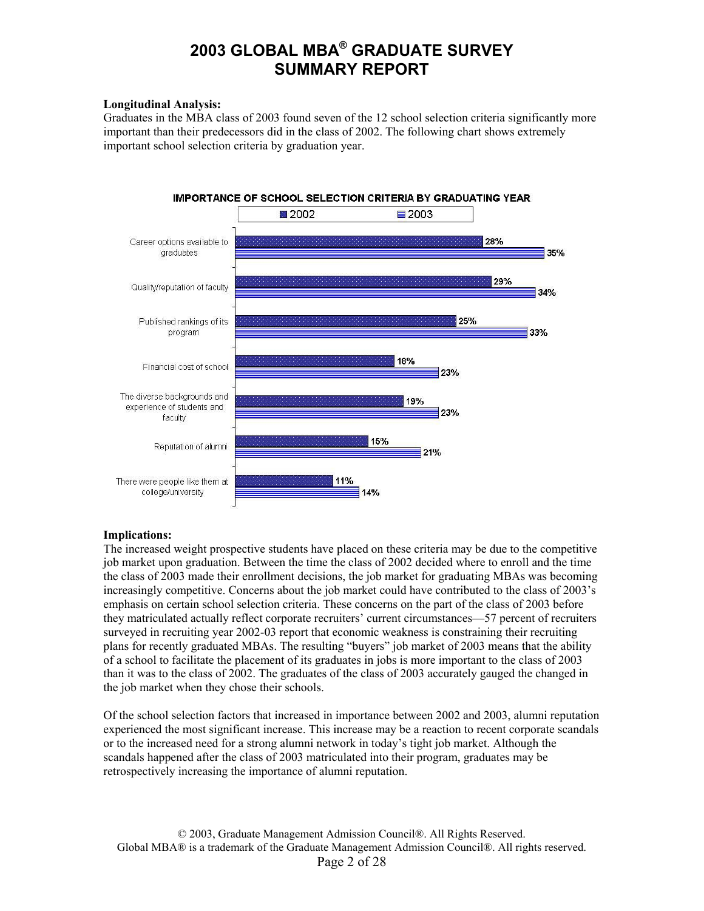**Longitudinal Analysis:**
Graduates in the MBA class of 2003 found seven of the 12 school selection criteria significantly more important than their predecessors did in the class of 2002. The following chart shows extremely important school selection criteria by graduation year.

**IMPORTANCE OF SCHOOL SELECTION CRITERIA BY GRADUATING YEAR**

| Criteria | 2002 | 2003 |
|---|---|---|
| Career options available to graduates | 28% | 35% |
| Quality/reputation of faculty | 29% | 34% |
| Published rankings of its program | 25% | 33% |
| Financial cost of school | 18% | 23% |
| The diverse backgrounds and experience of students and faculty | 19% | 23% |
| Reputation of alumni | 15% | 21% |
| There were people like them at college/university | 11% | 14% |

**Implications:**
The increased weight prospective students have placed on these criteria may be due to the competitive job market upon graduation. Between the time the class of 2002 decided where to enroll and the time the class of 2003 made their enrollment decisions, the job market for graduating MBAs was becoming increasingly competitive. Concerns about the job market could have contributed to the class of 2003's emphasis on certain school selection criteria. These concerns on the part of the class of 2003 before they matriculated actually reflect corporate recruiters' current circumstances—57 percent of recruiters surveyed in recruiting year 2002-03 report that economic weakness is constraining their recruiting plans for recently graduated MBAs. The resulting "buyers" job market of 2003 means that the ability of a school to facilitate the placement of its graduates in jobs is more important to the class of 2003 than it was to the class of 2002. The graduates of the class of 2003 accurately gauged the changed in the job market when they chose their schools.

Of the school selection factors that increased in importance between 2002 and 2003, alumni reputation experienced the most significant increase. This increase may be a reaction to recent corporate scandals or to the increased need for a strong alumni network in today's tight job market. Although the scandals happened after the class of 2003 matriculated into their program, graduates may be retrospectively increasing the importance of alumni reputation.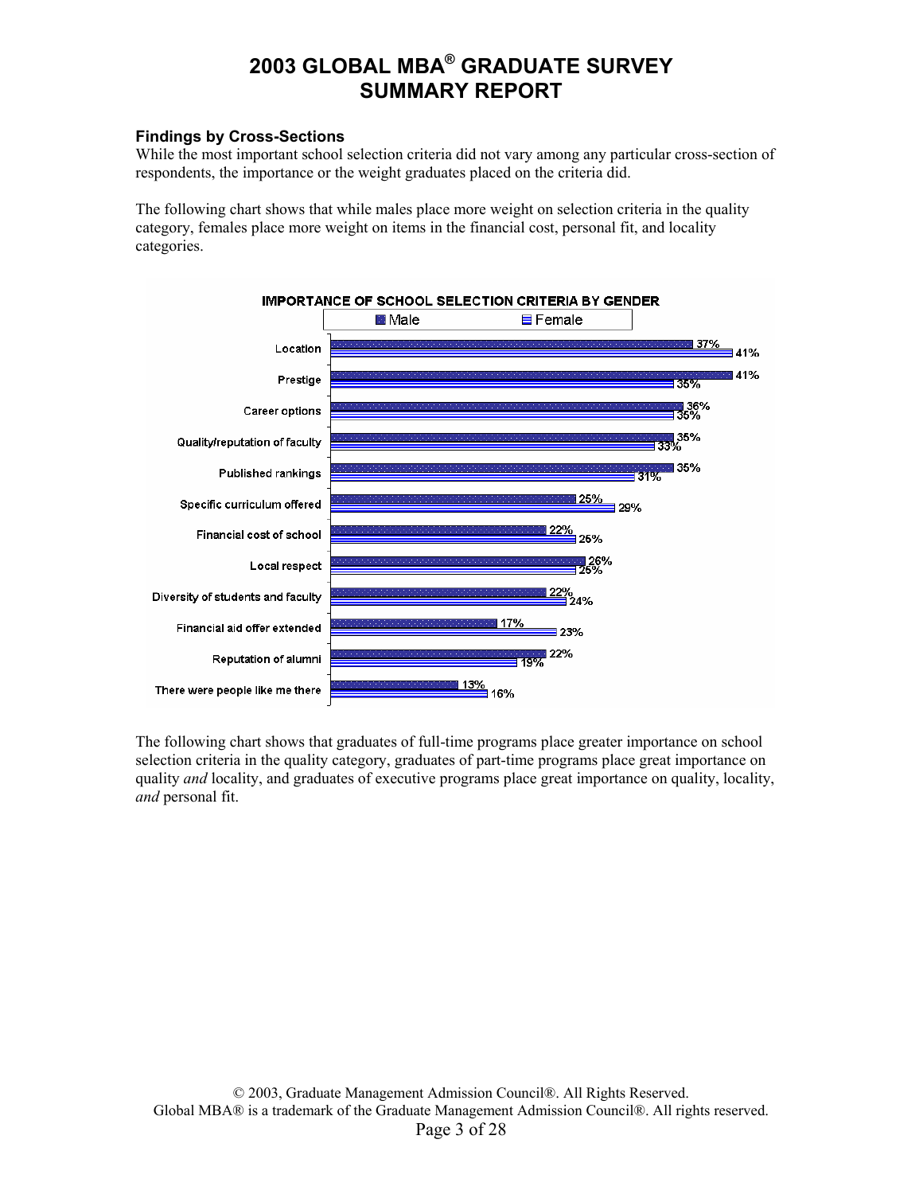### Findings by Cross-Sections

While the most important school selection criteria did not vary among any particular cross-section of respondents, the importance or the weight graduates placed on the criteria did.

The following chart shows that while males place more weight on selection criteria in the quality category, females place more weight on items in the financial cost, personal fit, and locality categories.

**IMPORTANCE OF SCHOOL SELECTION CRITERIA BY GENDER**

| Criteria | Male | Female |
|---|---|---|
| Location | 37% | 41% |
| Prestige | 41% | 35% |
| Career options | 36% | 35% |
| Quality/reputation of faculty | 35% | 33% |
| Published rankings | 35% | 31% |
| Specific curriculum offered | 25% | 29% |
| Financial cost of school | 22% | 25% |
| Local respect | 26% | 25% |
| Diversity of students and faculty | 22% | 24% |
| Financial aid offer extended | 17% | 23% |
| Reputation of alumni | 22% | 19% |
| There were people like me there | 13% | 16% |

The following chart shows that graduates of full-time programs place greater importance on school selection criteria in the quality category, graduates of part-time programs place great importance on quality *and* locality, and graduates of executive programs place great importance on quality, locality, *and* personal fit.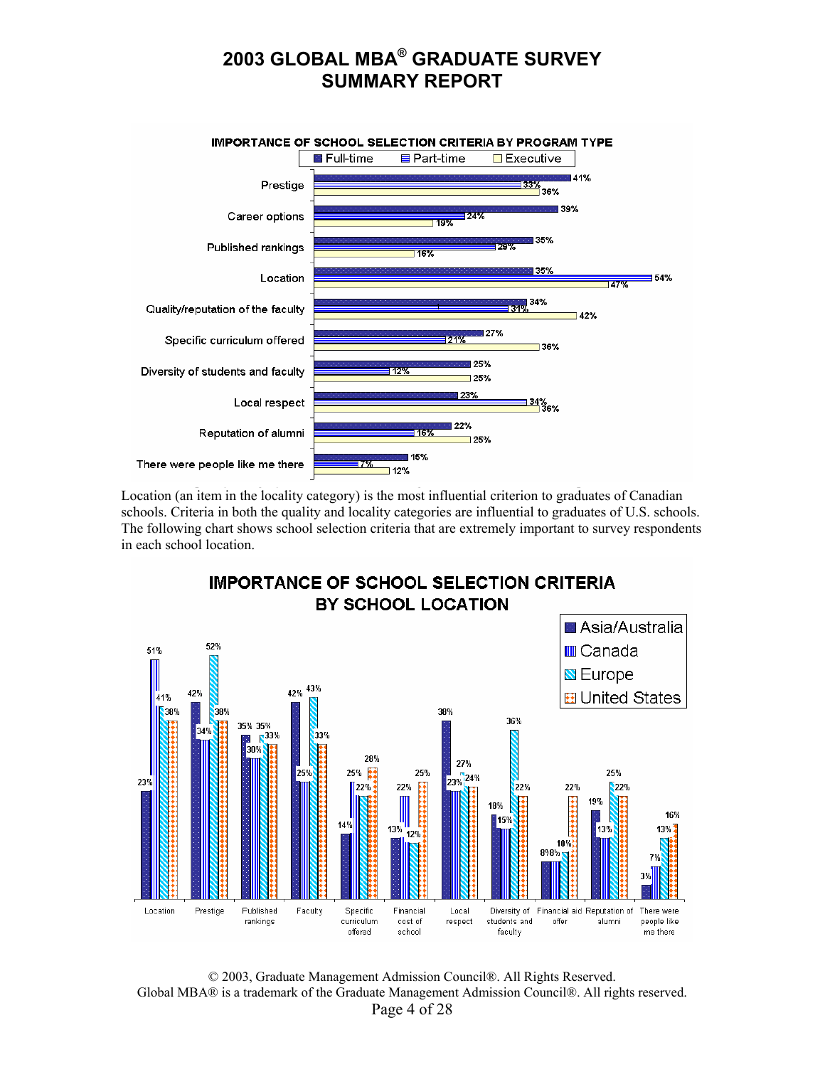# 2003 GLOBAL MBA® GRADUATE SURVEY SUMMARY REPORT

**IMPORTANCE OF SCHOOL SELECTION CRITERIA BY PROGRAM TYPE**

| Criterion | Full-time | Part-time | Executive |
|---|---|---|---|
| Prestige | 41% | 33% | 36% |
| Career options | 39% | 24% | 19% |
| Published rankings | 35% | 29% | 16% |
| Location | 35% | 54% | 47% |
| Quality/reputation of the faculty | 34% | 31% | 42% |
| Specific curriculum offered | 27% | 21% | 36% |
| Diversity of students and faculty | 25% | 12% | 25% |
| Local respect | 23% | 34% | 36% |
| Reputation of alumni | 22% | 16% | 25% |
| There were people like me there | 15% | 7% | 12% |

Location (an item in the locality category) is the most influential criterion to graduates of Canadian schools. Criteria in both the quality and locality categories are influential to graduates of U.S. schools. The following chart shows school selection criteria that are extremely important to survey respondents in each school location.

**IMPORTANCE OF SCHOOL SELECTION CRITERIA BY SCHOOL LOCATION**

| Criterion | Asia/Australia | Canada | Europe | United States |
|---|---|---|---|---|
| Location | 23% | 51% | 41% | 38% |
| Prestige | 42% | 34% | 52% | 38% |
| Published rankings | 35% | 30% | 35% | 33% |
| Faculty | 42% | 25% | 43% | 33% |
| Specific curriculum offered | 14% | 25% | 22% | 28% |
| Financial cost of school | 13% | 22% | 12% | 25% |
| Local respect | 38% | 23% | 27% | 24% |
| Diversity of students and faculty | 18% | 15% | 36% | 22% |
| Financial aid offer | 8% | 8% | 10% | 22% |
| Reputation of alumni | 19% | 13% | 25% | 22% |
| There were people like me there | 3% | 7% | 13% | 16% |

© 2003, Graduate Management Admission Council®. All Rights Reserved.
Global MBA® is a trademark of the Graduate Management Admission Council®. All rights reserved.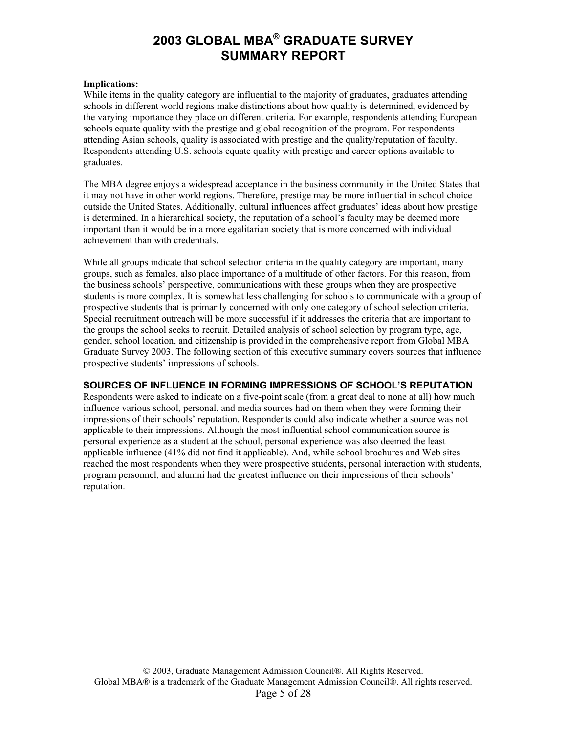**Implications:**
While items in the quality category are influential to the majority of graduates, graduates attending schools in different world regions make distinctions about how quality is determined, evidenced by the varying importance they place on different criteria. For example, respondents attending European schools equate quality with the prestige and global recognition of the program. For respondents attending Asian schools, quality is associated with prestige and the quality/reputation of faculty. Respondents attending U.S. schools equate quality with prestige and career options available to graduates.

The MBA degree enjoys a widespread acceptance in the business community in the United States that it may not have in other world regions. Therefore, prestige may be more influential in school choice outside the United States. Additionally, cultural influences affect graduates' ideas about how prestige is determined. In a hierarchical society, the reputation of a school's faculty may be deemed more important than it would be in a more egalitarian society that is more concerned with individual achievement than with credentials.

While all groups indicate that school selection criteria in the quality category are important, many groups, such as females, also place importance of a multitude of other factors. For this reason, from the business schools' perspective, communications with these groups when they are prospective students is more complex. It is somewhat less challenging for schools to communicate with a group of prospective students that is primarily concerned with only one category of school selection criteria. Special recruitment outreach will be more successful if it addresses the criteria that are important to the groups the school seeks to recruit. Detailed analysis of school selection by program type, age, gender, school location, and citizenship is provided in the comprehensive report from Global MBA Graduate Survey 2003. The following section of this executive summary covers sources that influence prospective students' impressions of schools.

## SOURCES OF INFLUENCE IN FORMING IMPRESSIONS OF SCHOOL'S REPUTATION

Respondents were asked to indicate on a five-point scale (from a great deal to none at all) how much influence various school, personal, and media sources had on them when they were forming their impressions of their schools' reputation. Respondents could also indicate whether a source was not applicable to their impressions. Although the most influential school communication source is personal experience as a student at the school, personal experience was also deemed the least applicable influence (41% did not find it applicable). And, while school brochures and Web sites reached the most respondents when they were prospective students, personal interaction with students, program personnel, and alumni had the greatest influence on their impressions of their schools' reputation.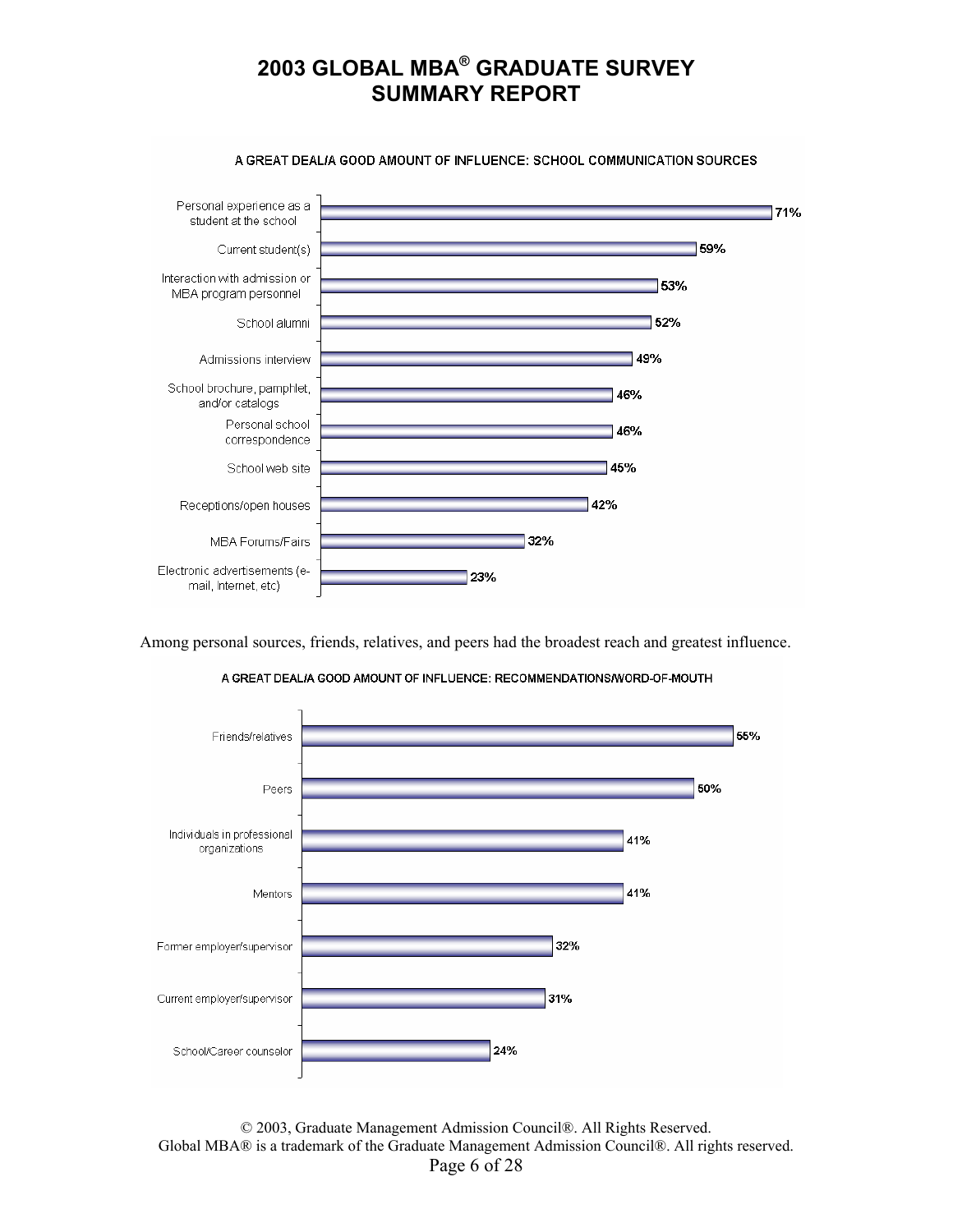A GREAT DEAL/A GOOD AMOUNT OF INFLUENCE: SCHOOL COMMUNICATION SOURCES

| Source | Percentage |
|---|---|
| Personal experience as a student at the school | 71% |
| Current student(s) | 59% |
| Interaction with admission or MBA program personnel | 53% |
| School alumni | 52% |
| Admissions interview | 49% |
| School brochure, pamphlet, and/or catalogs | 46% |
| Personal school correspondence | 46% |
| School web site | 45% |
| Receptions/open houses | 42% |
| MBA Forums/Fairs | 32% |
| Electronic advertisements (e-mail, Internet, etc) | 23% |

Among personal sources, friends, relatives, and peers had the broadest reach and greatest influence.

A GREAT DEAL/A GOOD AMOUNT OF INFLUENCE: RECOMMENDATIONS/WORD-OF-MOUTH

| Source | Percentage |
|---|---|
| Friends/relatives | 55% |
| Peers | 50% |
| Individuals in professional organizations | 41% |
| Mentors | 41% |
| Former employer/supervisor | 32% |
| Current employer/supervisor | 31% |
| School/Career counselor | 24% |

© 2003, Graduate Management Admission Council®. All Rights Reserved.
Global MBA® is a trademark of the Graduate Management Admission Council®. All rights reserved.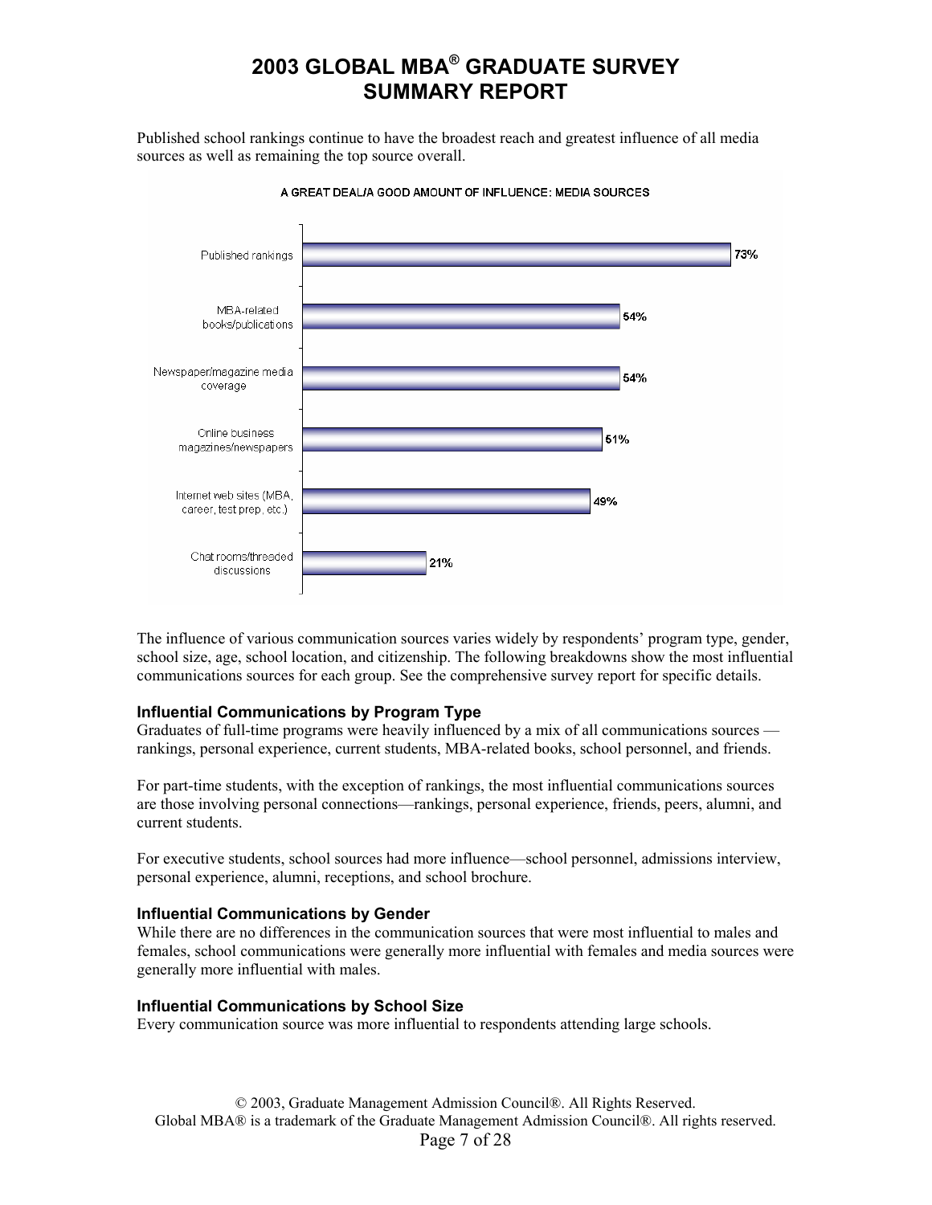Published school rankings continue to have the broadest reach and greatest influence of all media sources as well as remaining the top source overall.

A GREAT DEAL/A GOOD AMOUNT OF INFLUENCE: MEDIA SOURCES

| Source | Percentage |
| --- | --- |
| Published rankings | 73% |
| MBA-related books/publications | 54% |
| Newspaper/magazine media coverage | 54% |
| Online business magazines/newspapers | 51% |
| Internet web sites (MBA, career, test prep, etc.) | 49% |
| Chat rooms/threaded discussions | 21% |

The influence of various communication sources varies widely by respondents' program type, gender, school size, age, school location, and citizenship. The following breakdowns show the most influential communications sources for each group. See the comprehensive survey report for specific details.

### Influential Communications by Program Type

Graduates of full-time programs were heavily influenced by a mix of all communications sources — rankings, personal experience, current students, MBA-related books, school personnel, and friends.

For part-time students, with the exception of rankings, the most influential communications sources are those involving personal connections—rankings, personal experience, friends, peers, alumni, and current students.

For executive students, school sources had more influence—school personnel, admissions interview, personal experience, alumni, receptions, and school brochure.

### Influential Communications by Gender

While there are no differences in the communication sources that were most influential to males and females, school communications were generally more influential with females and media sources were generally more influential with males.

### Influential Communications by School Size

Every communication source was more influential to respondents attending large schools.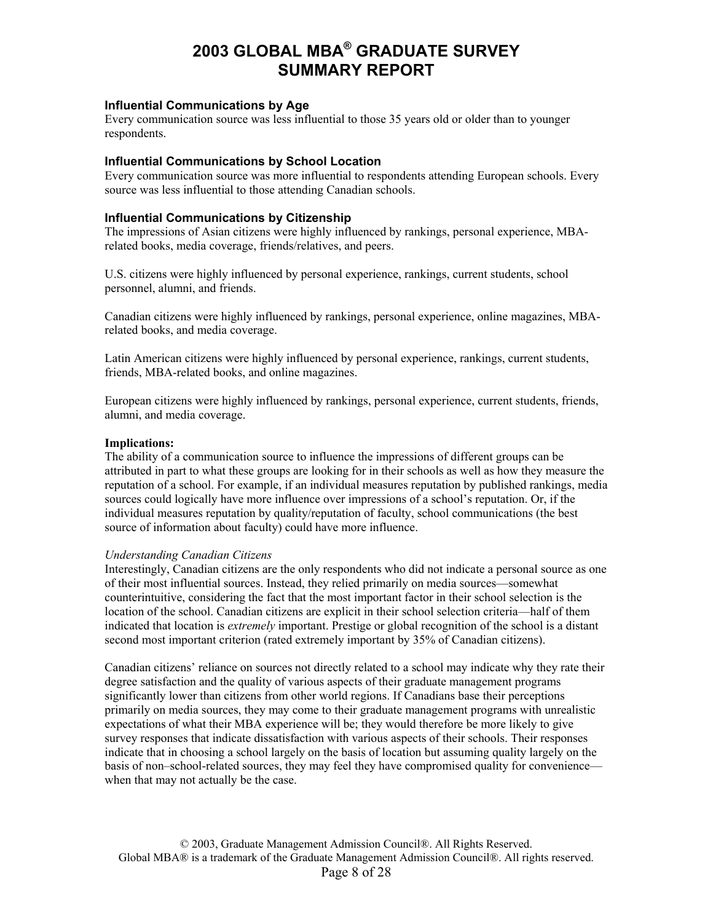### Influential Communications by Age

Every communication source was less influential to those 35 years old or older than to younger respondents.

### Influential Communications by School Location

Every communication source was more influential to respondents attending European schools. Every source was less influential to those attending Canadian schools.

### Influential Communications by Citizenship

The impressions of Asian citizens were highly influenced by rankings, personal experience, MBA-related books, media coverage, friends/relatives, and peers.

U.S. citizens were highly influenced by personal experience, rankings, current students, school personnel, alumni, and friends.

Canadian citizens were highly influenced by rankings, personal experience, online magazines, MBA-related books, and media coverage.

Latin American citizens were highly influenced by personal experience, rankings, current students, friends, MBA-related books, and online magazines.

European citizens were highly influenced by rankings, personal experience, current students, friends, alumni, and media coverage.

**Implications:**

The ability of a communication source to influence the impressions of different groups can be attributed in part to what these groups are looking for in their schools as well as how they measure the reputation of a school. For example, if an individual measures reputation by published rankings, media sources could logically have more influence over impressions of a school's reputation. Or, if the individual measures reputation by quality/reputation of faculty, school communications (the best source of information about faculty) could have more influence.

*Understanding Canadian Citizens*

Interestingly, Canadian citizens are the only respondents who did not indicate a personal source as one of their most influential sources. Instead, they relied primarily on media sources—somewhat counterintuitive, considering the fact that the most important factor in their school selection is the location of the school. Canadian citizens are explicit in their school selection criteria—half of them indicated that location is *extremely* important. Prestige or global recognition of the school is a distant second most important criterion (rated extremely important by 35% of Canadian citizens).

Canadian citizens' reliance on sources not directly related to a school may indicate why they rate their degree satisfaction and the quality of various aspects of their graduate management programs significantly lower than citizens from other world regions. If Canadians base their perceptions primarily on media sources, they may come to their graduate management programs with unrealistic expectations of what their MBA experience will be; they would therefore be more likely to give survey responses that indicate dissatisfaction with various aspects of their schools. Their responses indicate that in choosing a school largely on the basis of location but assuming quality largely on the basis of non–school-related sources, they may feel they have compromised quality for convenience—when that may not actually be the case.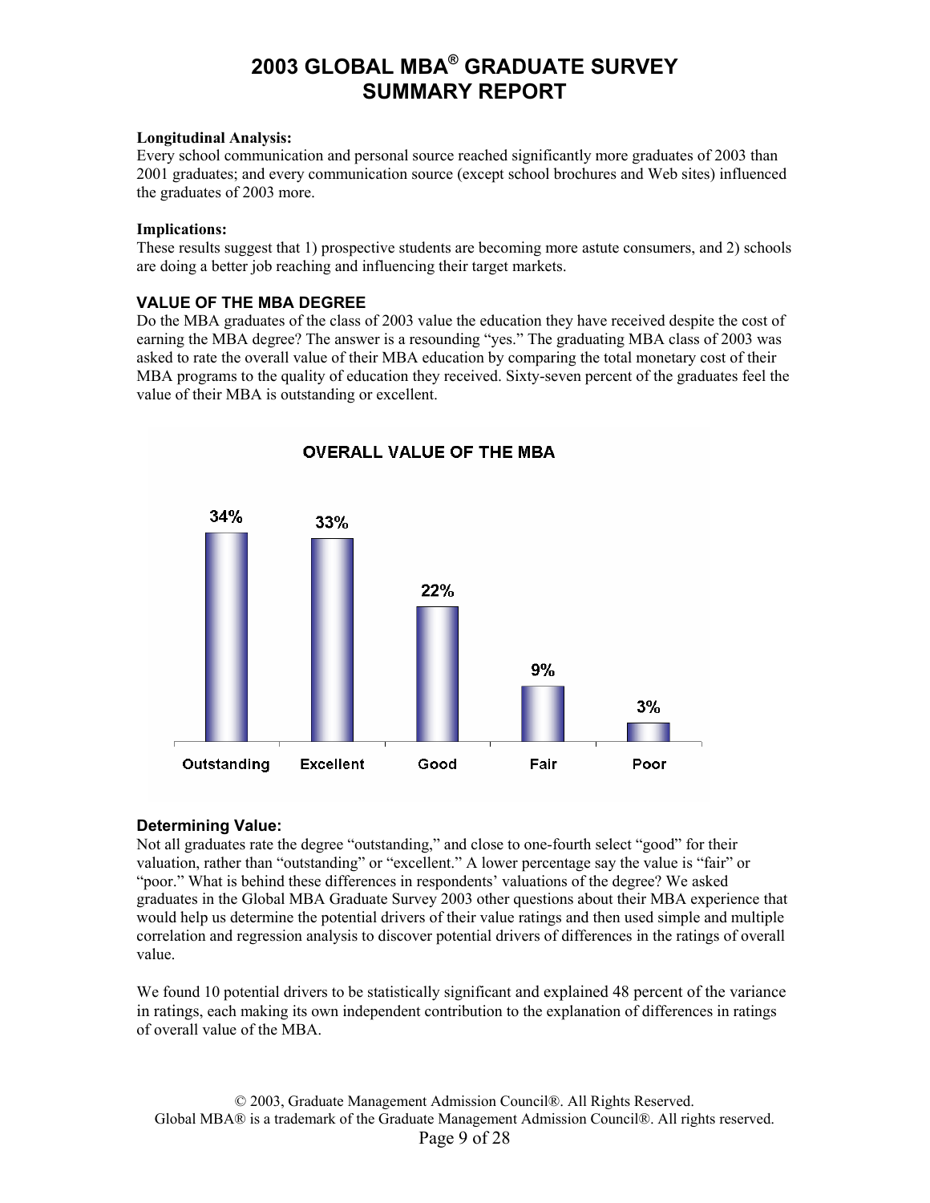**Longitudinal Analysis:**
Every school communication and personal source reached significantly more graduates of 2003 than 2001 graduates; and every communication source (except school brochures and Web sites) influenced the graduates of 2003 more.

**Implications:**
These results suggest that 1) prospective students are becoming more astute consumers, and 2) schools are doing a better job reaching and influencing their target markets.

### VALUE OF THE MBA DEGREE

Do the MBA graduates of the class of 2003 value the education they have received despite the cost of earning the MBA degree? The answer is a resounding "yes." The graduating MBA class of 2003 was asked to rate the overall value of their MBA education by comparing the total monetary cost of their MBA programs to the quality of education they received. Sixty-seven percent of the graduates feel the value of their MBA is outstanding or excellent.

**OVERALL VALUE OF THE MBA**

| Outstanding | Excellent | Good | Fair | Poor |
|---|---|---|---|---|
| 34% | 33% | 22% | 9% | 3% |

### Determining Value:

Not all graduates rate the degree "outstanding," and close to one-fourth select "good" for their valuation, rather than "outstanding" or "excellent." A lower percentage say the value is "fair" or "poor." What is behind these differences in respondents' valuations of the degree? We asked graduates in the Global MBA Graduate Survey 2003 other questions about their MBA experience that would help us determine the potential drivers of their value ratings and then used simple and multiple correlation and regression analysis to discover potential drivers of differences in the ratings of overall value.

We found 10 potential drivers to be statistically significant and explained 48 percent of the variance in ratings, each making its own independent contribution to the explanation of differences in ratings of overall value of the MBA.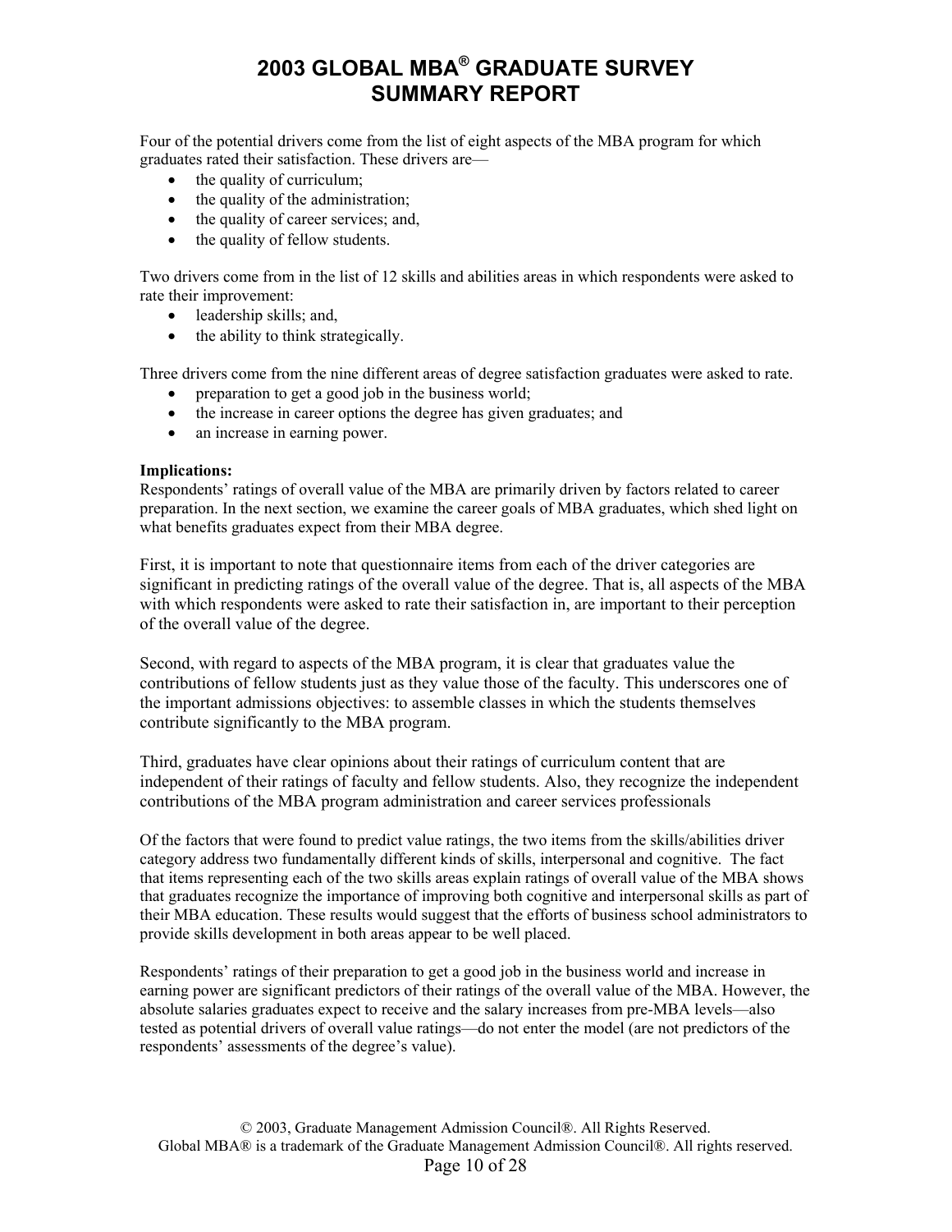Four of the potential drivers come from the list of eight aspects of the MBA program for which graduates rated their satisfaction. These drivers are—

- the quality of curriculum;
- the quality of the administration;
- the quality of career services; and,
- the quality of fellow students.

Two drivers come from in the list of 12 skills and abilities areas in which respondents were asked to rate their improvement:

- leadership skills; and,
- the ability to think strategically.

Three drivers come from the nine different areas of degree satisfaction graduates were asked to rate.

- preparation to get a good job in the business world;
- the increase in career options the degree has given graduates; and
- an increase in earning power.

**Implications:**
Respondents' ratings of overall value of the MBA are primarily driven by factors related to career preparation. In the next section, we examine the career goals of MBA graduates, which shed light on what benefits graduates expect from their MBA degree.

First, it is important to note that questionnaire items from each of the driver categories are significant in predicting ratings of the overall value of the degree. That is, all aspects of the MBA with which respondents were asked to rate their satisfaction in, are important to their perception of the overall value of the degree.

Second, with regard to aspects of the MBA program, it is clear that graduates value the contributions of fellow students just as they value those of the faculty. This underscores one of the important admissions objectives: to assemble classes in which the students themselves contribute significantly to the MBA program.

Third, graduates have clear opinions about their ratings of curriculum content that are independent of their ratings of faculty and fellow students. Also, they recognize the independent contributions of the MBA program administration and career services professionals

Of the factors that were found to predict value ratings, the two items from the skills/abilities driver category address two fundamentally different kinds of skills, interpersonal and cognitive. The fact that items representing each of the two skills areas explain ratings of overall value of the MBA shows that graduates recognize the importance of improving both cognitive and interpersonal skills as part of their MBA education. These results would suggest that the efforts of business school administrators to provide skills development in both areas appear to be well placed.

Respondents' ratings of their preparation to get a good job in the business world and increase in earning power are significant predictors of their ratings of the overall value of the MBA. However, the absolute salaries graduates expect to receive and the salary increases from pre-MBA levels—also tested as potential drivers of overall value ratings—do not enter the model (are not predictors of the respondents' assessments of the degree's value).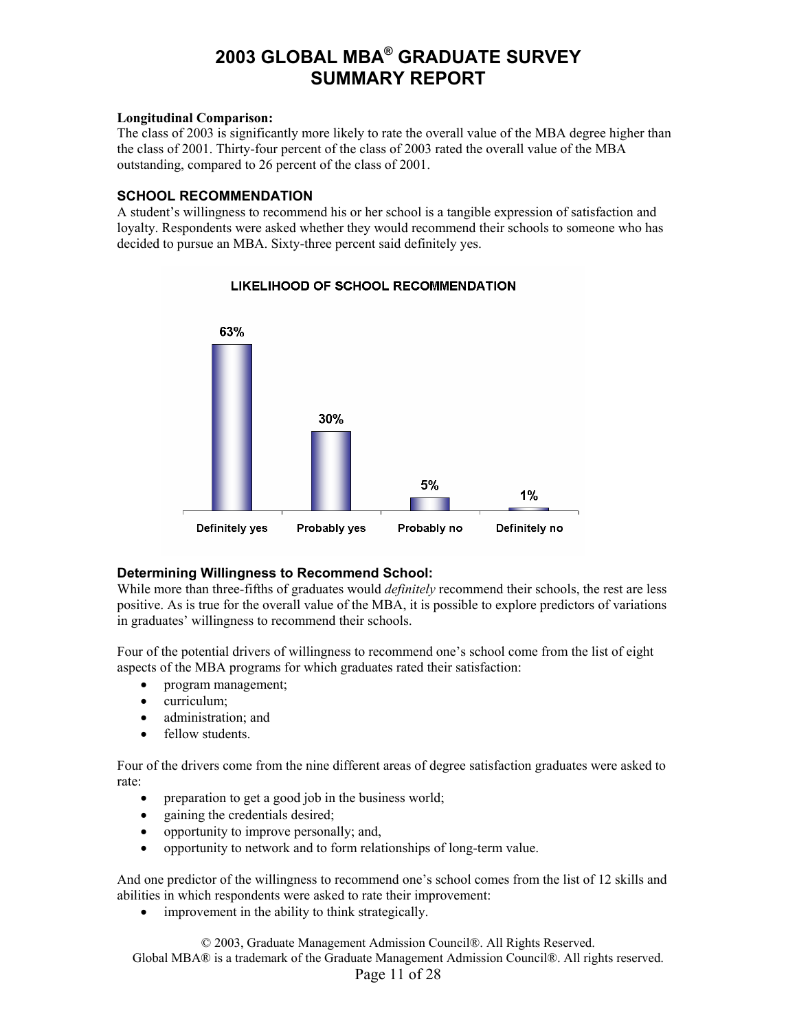**Longitudinal Comparison:**
The class of 2003 is significantly more likely to rate the overall value of the MBA degree higher than the class of 2001. Thirty-four percent of the class of 2003 rated the overall value of the MBA outstanding, compared to 26 percent of the class of 2001.

## SCHOOL RECOMMENDATION

A student's willingness to recommend his or her school is a tangible expression of satisfaction and loyalty. Respondents were asked whether they would recommend their schools to someone who has decided to pursue an MBA. Sixty-three percent said definitely yes.

**LIKELIHOOD OF SCHOOL RECOMMENDATION**

| Definitely yes | Probably yes | Probably no | Definitely no |
|---|---|---|---|
| 63% | 30% | 5% | 1% |

### Determining Willingness to Recommend School:

While more than three-fifths of graduates would *definitely* recommend their schools, the rest are less positive. As is true for the overall value of the MBA, it is possible to explore predictors of variations in graduates' willingness to recommend their schools.

Four of the potential drivers of willingness to recommend one's school come from the list of eight aspects of the MBA programs for which graduates rated their satisfaction:

- program management;
- curriculum;
- administration; and
- fellow students.

Four of the drivers come from the nine different areas of degree satisfaction graduates were asked to rate:

- preparation to get a good job in the business world;
- gaining the credentials desired;
- opportunity to improve personally; and,
- opportunity to network and to form relationships of long-term value.

And one predictor of the willingness to recommend one's school comes from the list of 12 skills and abilities in which respondents were asked to rate their improvement:

- improvement in the ability to think strategically.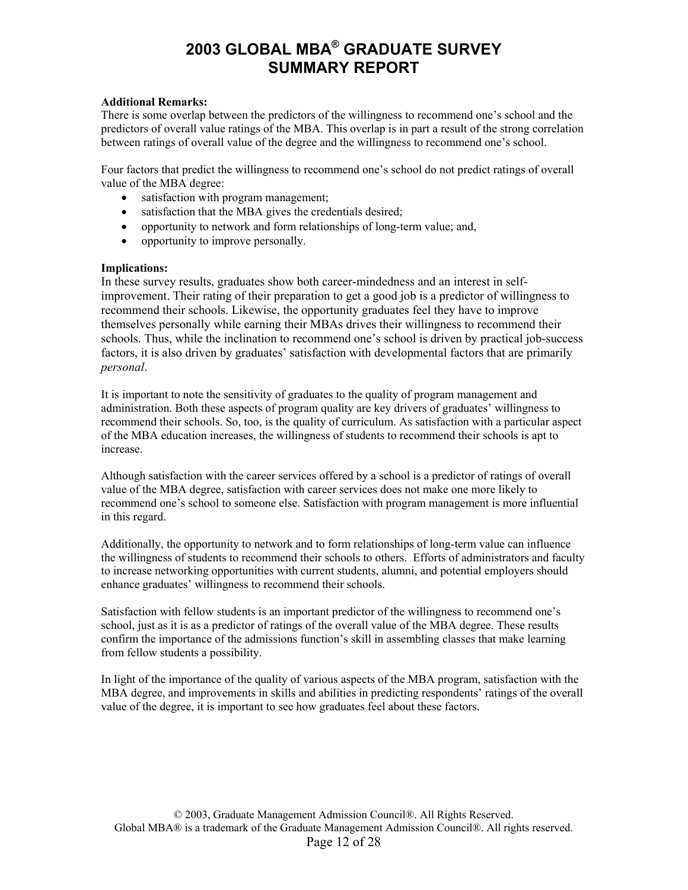**Additional Remarks:**
There is some overlap between the predictors of the willingness to recommend one's school and the predictors of overall value ratings of the MBA. This overlap is in part a result of the strong correlation between ratings of overall value of the degree and the willingness to recommend one's school.

Four factors that predict the willingness to recommend one's school do not predict ratings of overall value of the MBA degree:

- satisfaction with program management;
- satisfaction that the MBA gives the credentials desired;
- opportunity to network and form relationships of long-term value; and,
- opportunity to improve personally.

**Implications:**
In these survey results, graduates show both career-mindedness and an interest in self-improvement. Their rating of their preparation to get a good job is a predictor of willingness to recommend their schools. Likewise, the opportunity graduates feel they have to improve themselves personally while earning their MBAs drives their willingness to recommend their schools. Thus, while the inclination to recommend one's school is driven by practical job-success factors, it is also driven by graduates' satisfaction with developmental factors that are primarily *personal*.

It is important to note the sensitivity of graduates to the quality of program management and administration. Both these aspects of program quality are key drivers of graduates' willingness to recommend their schools. So, too, is the quality of curriculum. As satisfaction with a particular aspect of the MBA education increases, the willingness of students to recommend their schools is apt to increase.

Although satisfaction with the career services offered by a school is a predictor of ratings of overall value of the MBA degree, satisfaction with career services does not make one more likely to recommend one's school to someone else. Satisfaction with program management is more influential in this regard.

Additionally, the opportunity to network and to form relationships of long-term value can influence the willingness of students to recommend their schools to others. Efforts of administrators and faculty to increase networking opportunities with current students, alumni, and potential employers should enhance graduates' willingness to recommend their schools.

Satisfaction with fellow students is an important predictor of the willingness to recommend one's school, just as it is as a predictor of ratings of the overall value of the MBA degree. These results confirm the importance of the admissions function's skill in assembling classes that make learning from fellow students a possibility.

In light of the importance of the quality of various aspects of the MBA program, satisfaction with the MBA degree, and improvements in skills and abilities in predicting respondents' ratings of the overall value of the degree, it is important to see how graduates feel about these factors.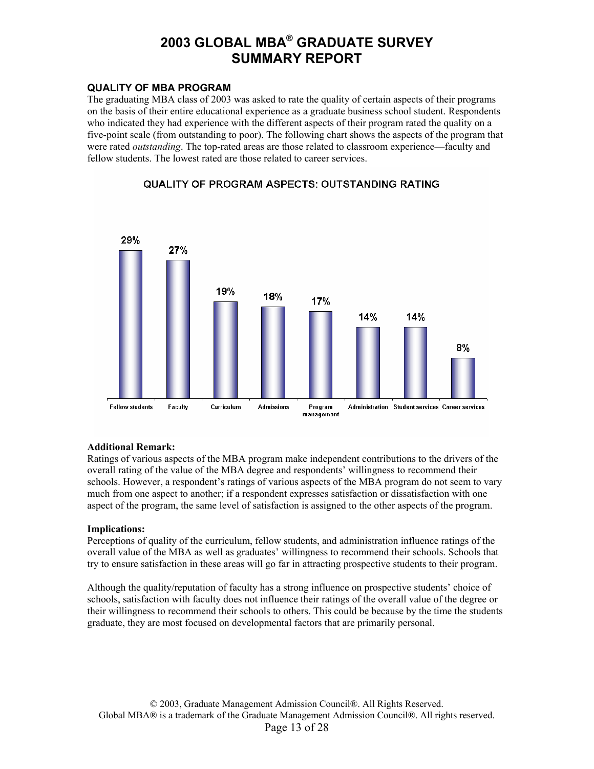## QUALITY OF MBA PROGRAM

The graduating MBA class of 2003 was asked to rate the quality of certain aspects of their programs on the basis of their entire educational experience as a graduate business school student. Respondents who indicated they had experience with the different aspects of their program rated the quality on a five-point scale (from outstanding to poor). The following chart shows the aspects of the program that were rated *outstanding*. The top-rated areas are those related to classroom experience—faculty and fellow students. The lowest rated are those related to career services.

**QUALITY OF PROGRAM ASPECTS: OUTSTANDING RATING**

| Fellow students | Faculty | Curriculum | Admissions | Program management | Administration | Student services | Career services |
|---|---|---|---|---|---|---|---|
| 29% | 27% | 19% | 18% | 17% | 14% | 14% | 8% |

**Additional Remark:**

Ratings of various aspects of the MBA program make independent contributions to the drivers of the overall rating of the value of the MBA degree and respondents' willingness to recommend their schools. However, a respondent's ratings of various aspects of the MBA program do not seem to vary much from one aspect to another; if a respondent expresses satisfaction or dissatisfaction with one aspect of the program, the same level of satisfaction is assigned to the other aspects of the program.

**Implications:**

Perceptions of quality of the curriculum, fellow students, and administration influence ratings of the overall value of the MBA as well as graduates' willingness to recommend their schools. Schools that try to ensure satisfaction in these areas will go far in attracting prospective students to their program.

Although the quality/reputation of faculty has a strong influence on prospective students' choice of schools, satisfaction with faculty does not influence their ratings of the overall value of the degree or their willingness to recommend their schools to others. This could be because by the time the students graduate, they are most focused on developmental factors that are primarily personal.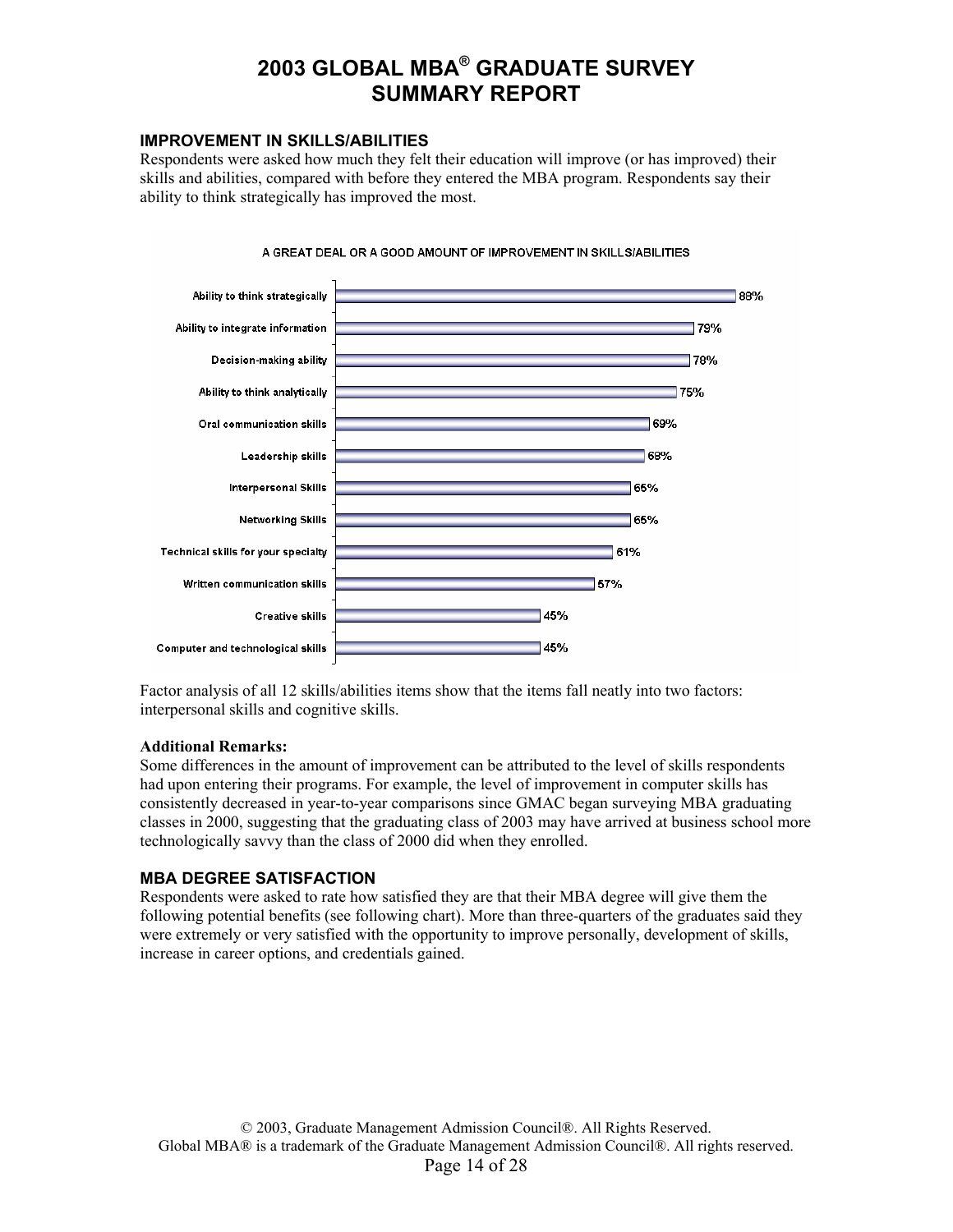## IMPROVEMENT IN SKILLS/ABILITIES

Respondents were asked how much they felt their education will improve (or has improved) their skills and abilities, compared with before they entered the MBA program. Respondents say their ability to think strategically has improved the most.

A GREAT DEAL OR A GOOD AMOUNT OF IMPROVEMENT IN SKILLS/ABILITIES

| Skill/Ability | Percentage |
|---|---|
| Ability to think strategically | 88% |
| Ability to integrate information | 79% |
| Decision-making ability | 78% |
| Ability to think analytically | 75% |
| Oral communication skills | 69% |
| Leadership skills | 68% |
| Interpersonal Skills | 65% |
| Networking Skills | 65% |
| Technical skills for your specialty | 61% |
| Written communication skills | 57% |
| Creative skills | 45% |
| Computer and technological skills | 45% |

Factor analysis of all 12 skills/abilities items show that the items fall neatly into two factors: interpersonal skills and cognitive skills.

**Additional Remarks:**

Some differences in the amount of improvement can be attributed to the level of skills respondents had upon entering their programs. For example, the level of improvement in computer skills has consistently decreased in year-to-year comparisons since GMAC began surveying MBA graduating classes in 2000, suggesting that the graduating class of 2003 may have arrived at business school more technologically savvy than the class of 2000 did when they enrolled.

## MBA DEGREE SATISFACTION

Respondents were asked to rate how satisfied they are that their MBA degree will give them the following potential benefits (see following chart). More than three-quarters of the graduates said they were extremely or very satisfied with the opportunity to improve personally, development of skills, increase in career options, and credentials gained.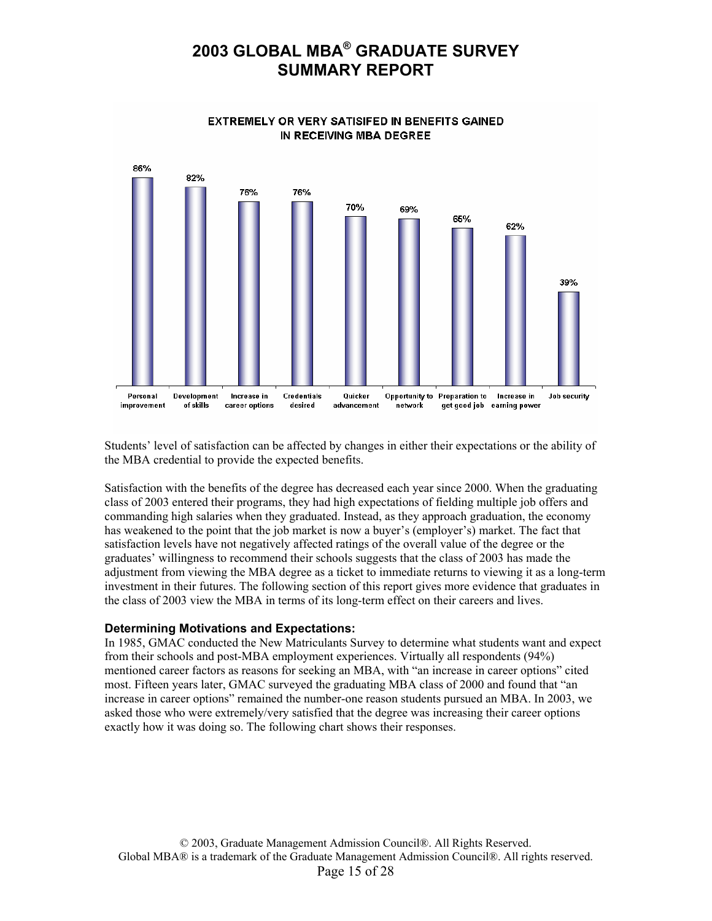**EXTREMELY OR VERY SATISIFED IN BENEFITS GAINED IN RECEIVING MBA DEGREE**

| Benefit | Percentage |
| --- | --- |
| Personal improvement | 86% |
| Development of skills | 82% |
| Increase in career options | 76% |
| Credentials desired | 76% |
| Quicker advancement | 70% |
| Opportunity to network | 69% |
| Preparation to get good job | 65% |
| Increase in earning power | 62% |
| Job security | 39% |

Students' level of satisfaction can be affected by changes in either their expectations or the ability of the MBA credential to provide the expected benefits.

Satisfaction with the benefits of the degree has decreased each year since 2000. When the graduating class of 2003 entered their programs, they had high expectations of fielding multiple job offers and commanding high salaries when they graduated. Instead, as they approach graduation, the economy has weakened to the point that the job market is now a buyer's (employer's) market. The fact that satisfaction levels have not negatively affected ratings of the overall value of the degree or the graduates' willingness to recommend their schools suggests that the class of 2003 has made the adjustment from viewing the MBA degree as a ticket to immediate returns to viewing it as a long-term investment in their futures. The following section of this report gives more evidence that graduates in the class of 2003 view the MBA in terms of its long-term effect on their careers and lives.

### Determining Motivations and Expectations:

In 1985, GMAC conducted the New Matriculants Survey to determine what students want and expect from their schools and post-MBA employment experiences. Virtually all respondents (94%) mentioned career factors as reasons for seeking an MBA, with "an increase in career options" cited most. Fifteen years later, GMAC surveyed the graduating MBA class of 2000 and found that "an increase in career options" remained the number-one reason students pursued an MBA. In 2003, we asked those who were extremely/very satisfied that the degree was increasing their career options exactly how it was doing so. The following chart shows their responses.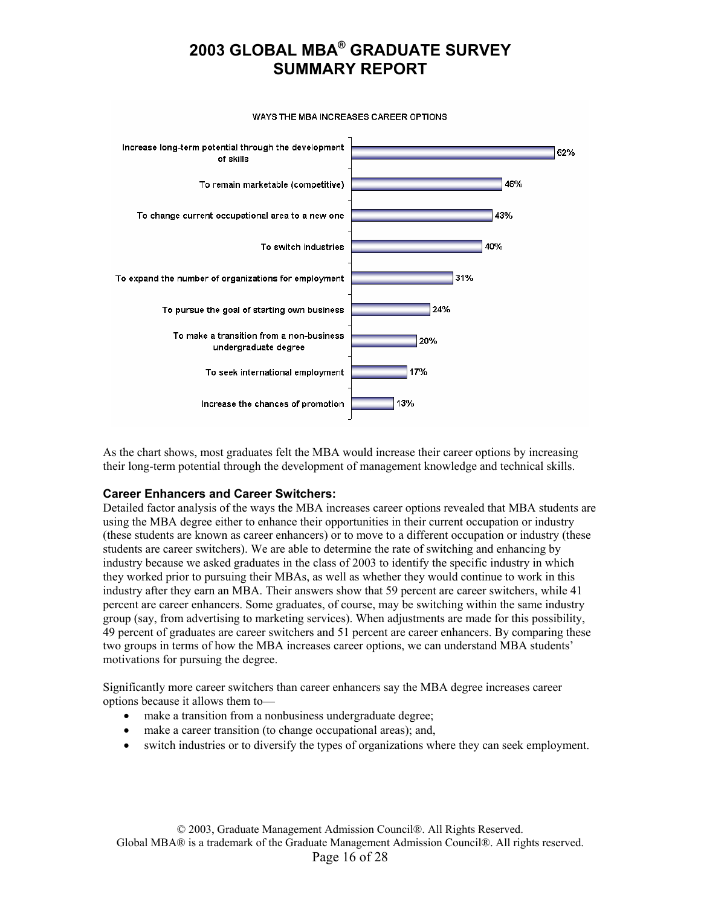WAYS THE MBA INCREASES CAREER OPTIONS

| Way | Percent |
|---|---|
| Increase long-term potential through the development of skills | 62% |
| To remain marketable (competitive) | 46% |
| To change current occupational area to a new one | 43% |
| To switch industries | 40% |
| To expand the number of organizations for employment | 31% |
| To pursue the goal of starting own business | 24% |
| To make a transition from a non-business undergraduate degree | 20% |
| To seek international employment | 17% |
| Increase the chances of promotion | 13% |

As the chart shows, most graduates felt the MBA would increase their career options by increasing their long-term potential through the development of management knowledge and technical skills.

### Career Enhancers and Career Switchers:

Detailed factor analysis of the ways the MBA increases career options revealed that MBA students are using the MBA degree either to enhance their opportunities in their current occupation or industry (these students are known as career enhancers) or to move to a different occupation or industry (these students are career switchers). We are able to determine the rate of switching and enhancing by industry because we asked graduates in the class of 2003 to identify the specific industry in which they worked prior to pursuing their MBAs, as well as whether they would continue to work in this industry after they earn an MBA. Their answers show that 59 percent are career switchers, while 41 percent are career enhancers. Some graduates, of course, may be switching within the same industry group (say, from advertising to marketing services). When adjustments are made for this possibility, 49 percent of graduates are career switchers and 51 percent are career enhancers. By comparing these two groups in terms of how the MBA increases career options, we can understand MBA students' motivations for pursuing the degree.

Significantly more career switchers than career enhancers say the MBA degree increases career options because it allows them to—

- make a transition from a nonbusiness undergraduate degree;
- make a career transition (to change occupational areas); and,
- switch industries or to diversify the types of organizations where they can seek employment.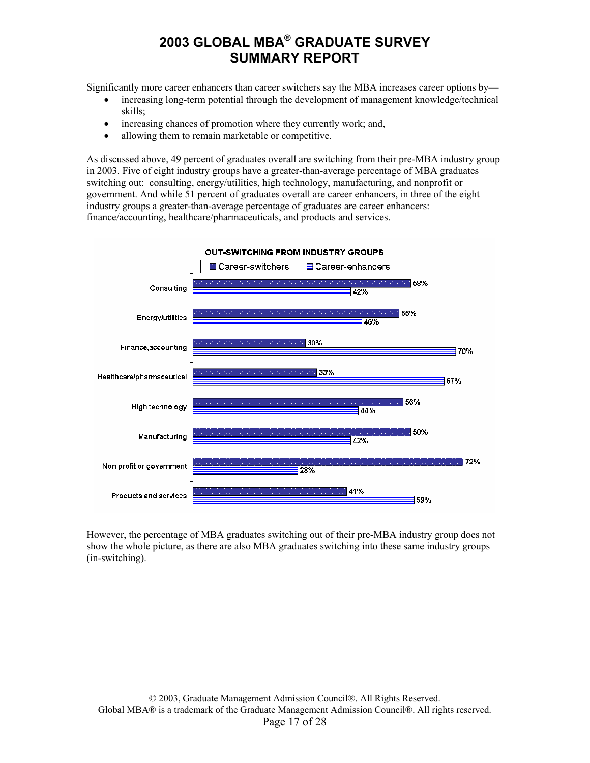Significantly more career enhancers than career switchers say the MBA increases career options by—

- increasing long-term potential through the development of management knowledge/technical skills;
- increasing chances of promotion where they currently work; and,
- allowing them to remain marketable or competitive.

As discussed above, 49 percent of graduates overall are switching from their pre-MBA industry group in 2003. Five of eight industry groups have a greater-than-average percentage of MBA graduates switching out: consulting, energy/utilities, high technology, manufacturing, and nonprofit or government. And while 51 percent of graduates overall are career enhancers, in three of the eight industry groups a greater-than-average percentage of graduates are career enhancers: finance/accounting, healthcare/pharmaceuticals, and products and services.

**OUT-SWITCHING FROM INDUSTRY GROUPS**

| Industry group | Career-switchers | Career-enhancers |
|---|---|---|
| Consulting | 58% | 42% |
| Energy/utilities | 55% | 45% |
| Finance,accounting | 30% | 70% |
| Healthcare/pharmaceutical | 33% | 67% |
| High technology | 56% | 44% |
| Manufacturing | 58% | 42% |
| Non profit or government | 72% | 28% |
| Products and services | 41% | 59% |

However, the percentage of MBA graduates switching out of their pre-MBA industry group does not show the whole picture, as there are also MBA graduates switching into these same industry groups (in-switching).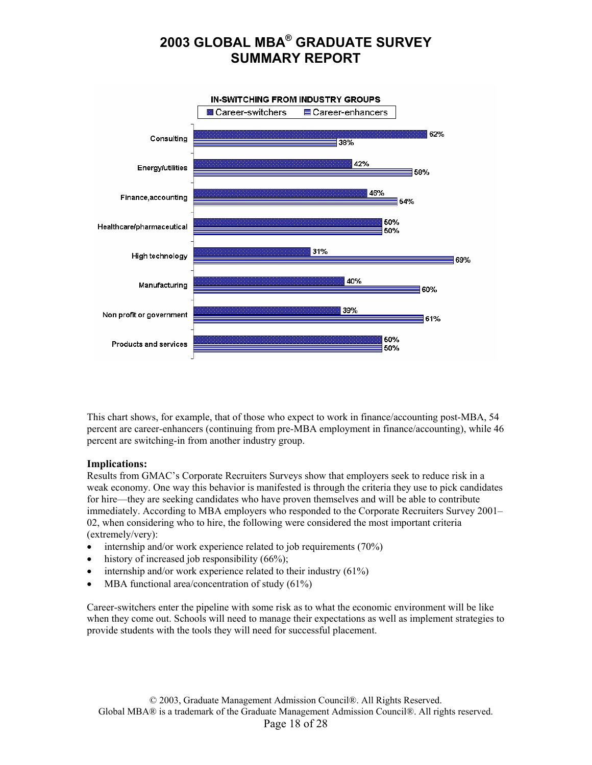# 2003 GLOBAL MBA® GRADUATE SURVEY SUMMARY REPORT

**IN-SWITCHING FROM INDUSTRY GROUPS**

| Industry group | Career-switchers | Career-enhancers |
|---|---|---|
| Consulting | 62% | 38% |
| Energy/utilities | 42% | 58% |
| Finance,accounting | 46% | 54% |
| Healthcare/pharmaceutical | 50% | 50% |
| High technology | 31% | 69% |
| Manufacturing | 40% | 60% |
| Non profit or government | 39% | 61% |
| Products and services | 50% | 50% |

This chart shows, for example, that of those who expect to work in finance/accounting post-MBA, 54 percent are career-enhancers (continuing from pre-MBA employment in finance/accounting), while 46 percent are switching-in from another industry group.

**Implications:**

Results from GMAC's Corporate Recruiters Surveys show that employers seek to reduce risk in a weak economy. One way this behavior is manifested is through the criteria they use to pick candidates for hire—they are seeking candidates who have proven themselves and will be able to contribute immediately. According to MBA employers who responded to the Corporate Recruiters Survey 2001–02, when considering who to hire, the following were considered the most important criteria (extremely/very):

- internship and/or work experience related to job requirements (70%)
- history of increased job responsibility (66%);
- internship and/or work experience related to their industry (61%)
- MBA functional area/concentration of study (61%)

Career-switchers enter the pipeline with some risk as to what the economic environment will be like when they come out. Schools will need to manage their expectations as well as implement strategies to provide students with the tools they will need for successful placement.

© 2003, Graduate Management Admission Council®. All Rights Reserved.
Global MBA® is a trademark of the Graduate Management Admission Council®. All rights reserved.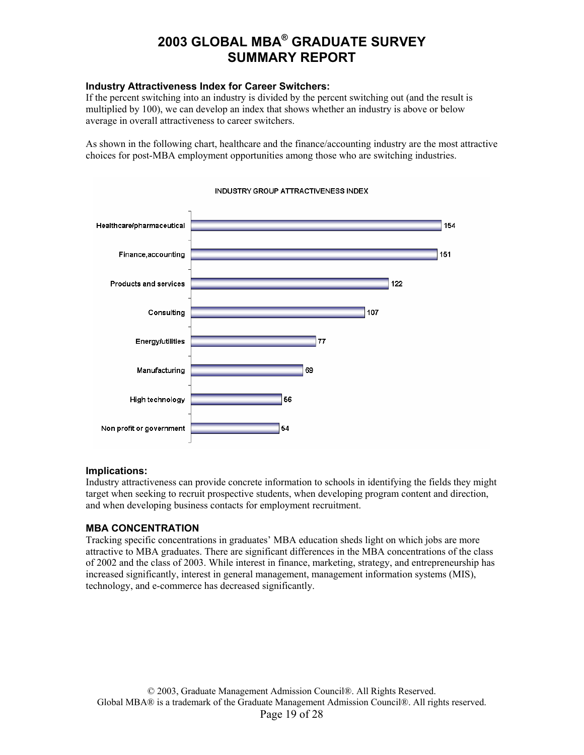## Industry Attractiveness Index for Career Switchers:

If the percent switching into an industry is divided by the percent switching out (and the result is multiplied by 100), we can develop an index that shows whether an industry is above or below average in overall attractiveness to career switchers.

As shown in the following chart, healthcare and the finance/accounting industry are the most attractive choices for post-MBA employment opportunities among those who are switching industries.

INDUSTRY GROUP ATTRACTIVENESS INDEX

| Industry | Index |
|---|---|
| Healthcare/pharmaceutical | 154 |
| Finance,accounting | 151 |
| Products and services | 122 |
| Consulting | 107 |
| Energy/utilities | 77 |
| Manufacturing | 69 |
| High technology | 56 |
| Non profit or government | 54 |

### Implications:

Industry attractiveness can provide concrete information to schools in identifying the fields they might target when seeking to recruit prospective students, when developing program content and direction, and when developing business contacts for employment recruitment.

## MBA CONCENTRATION

Tracking specific concentrations in graduates' MBA education sheds light on which jobs are more attractive to MBA graduates. There are significant differences in the MBA concentrations of the class of 2002 and the class of 2003. While interest in finance, marketing, strategy, and entrepreneurship has increased significantly, interest in general management, management information systems (MIS), technology, and e-commerce has decreased significantly.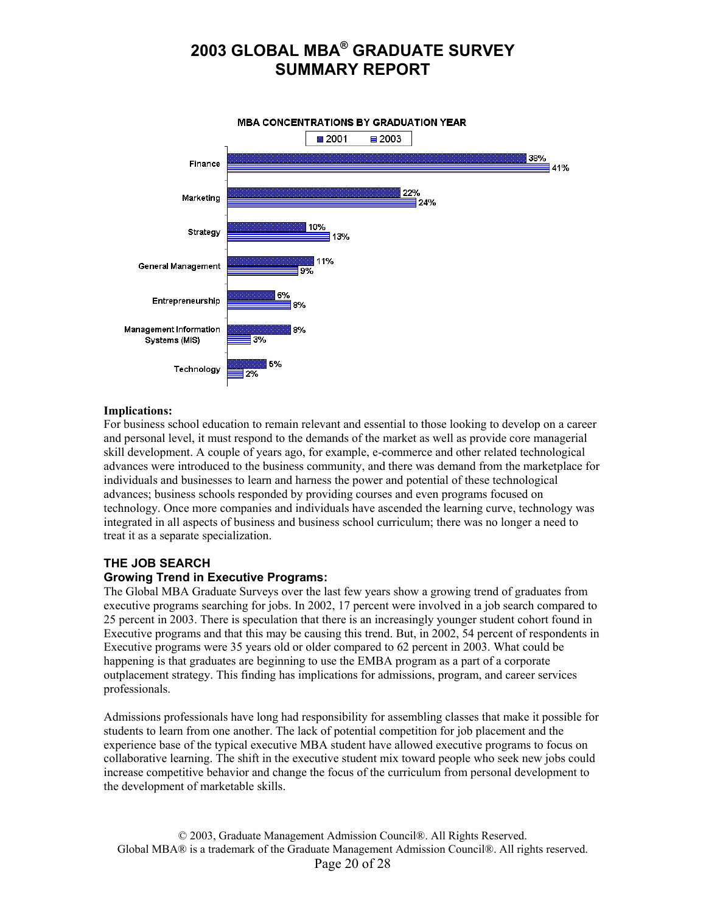**MBA CONCENTRATIONS BY GRADUATION YEAR**

| Concentration | 2001 | 2003 |
| --- | --- | --- |
| Finance | 38% | 41% |
| Marketing | 22% | 24% |
| Strategy | 10% | 13% |
| General Management | 11% | 9% |
| Entrepreneurship | 6% | 8% |
| Management Information Systems (MIS) | 8% | 3% |
| Technology | 5% | 2% |

**Implications:**
For business school education to remain relevant and essential to those looking to develop on a career and personal level, it must respond to the demands of the market as well as provide core managerial skill development. A couple of years ago, for example, e-commerce and other related technological advances were introduced to the business community, and there was demand from the marketplace for individuals and businesses to learn and harness the power and potential of these technological advances; business schools responded by providing courses and even programs focused on technology. Once more companies and individuals have ascended the learning curve, technology was integrated in all aspects of business and business school curriculum; there was no longer a need to treat it as a separate specialization.

## THE JOB SEARCH

### Growing Trend in Executive Programs:

The Global MBA Graduate Surveys over the last few years show a growing trend of graduates from executive programs searching for jobs. In 2002, 17 percent were involved in a job search compared to 25 percent in 2003. There is speculation that there is an increasingly younger student cohort found in Executive programs and that this may be causing this trend. But, in 2002, 54 percent of respondents in Executive programs were 35 years old or older compared to 62 percent in 2003. What could be happening is that graduates are beginning to use the EMBA program as a part of a corporate outplacement strategy. This finding has implications for admissions, program, and career services professionals.

Admissions professionals have long had responsibility for assembling classes that make it possible for students to learn from one another. The lack of potential competition for job placement and the experience base of the typical executive MBA student have allowed executive programs to focus on collaborative learning. The shift in the executive student mix toward people who seek new jobs could increase competitive behavior and change the focus of the curriculum from personal development to the development of marketable skills.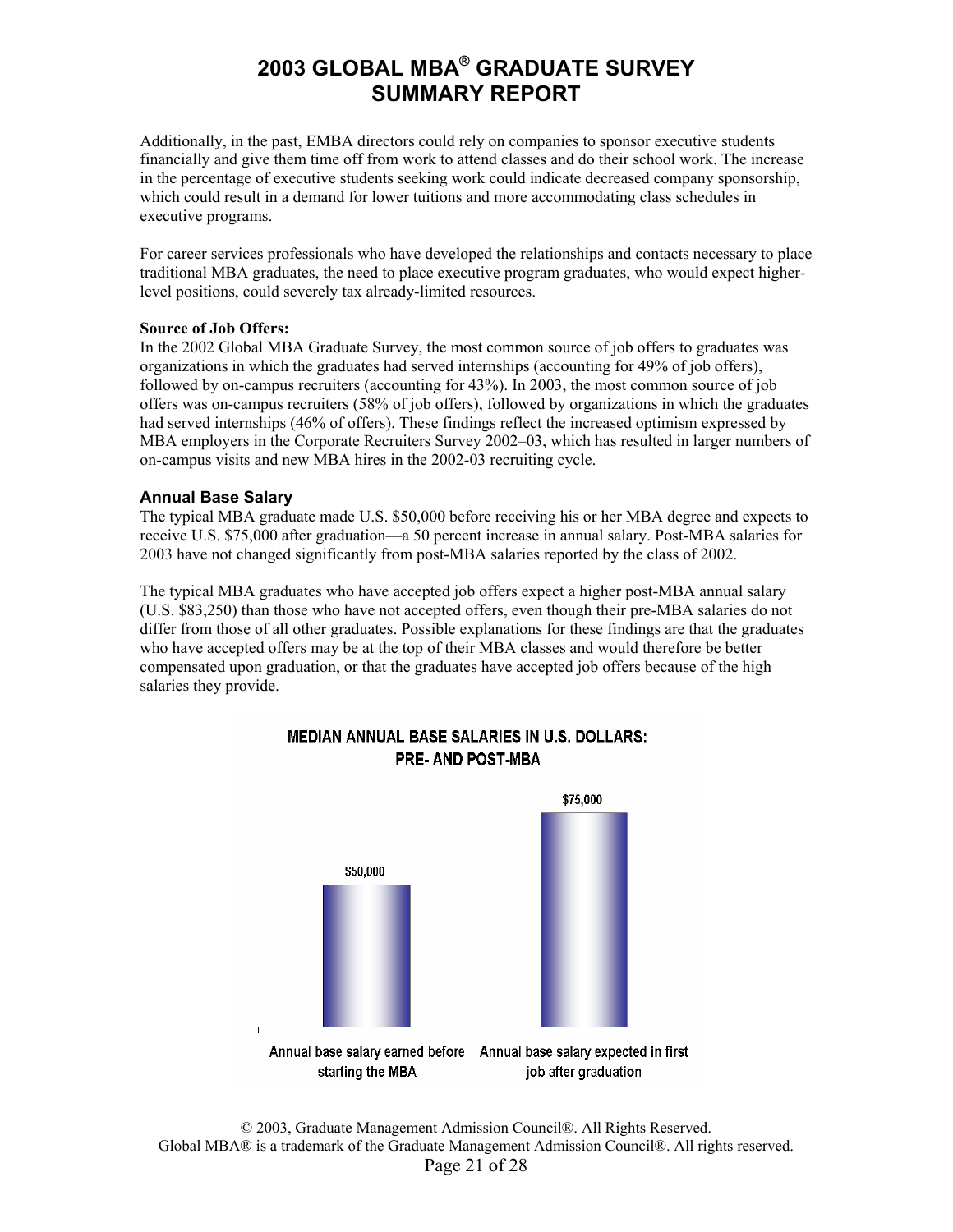Additionally, in the past, EMBA directors could rely on companies to sponsor executive students financially and give them time off from work to attend classes and do their school work. The increase in the percentage of executive students seeking work could indicate decreased company sponsorship, which could result in a demand for lower tuitions and more accommodating class schedules in executive programs.

For career services professionals who have developed the relationships and contacts necessary to place traditional MBA graduates, the need to place executive program graduates, who would expect higher-level positions, could severely tax already-limited resources.

**Source of Job Offers:**
In the 2002 Global MBA Graduate Survey, the most common source of job offers to graduates was organizations in which the graduates had served internships (accounting for 49% of job offers), followed by on-campus recruiters (accounting for 43%). In 2003, the most common source of job offers was on-campus recruiters (58% of job offers), followed by organizations in which the graduates had served internships (46% of offers). These findings reflect the increased optimism expressed by MBA employers in the Corporate Recruiters Survey 2002–03, which has resulted in larger numbers of on-campus visits and new MBA hires in the 2002-03 recruiting cycle.

### Annual Base Salary

The typical MBA graduate made U.S. $50,000 before receiving his or her MBA degree and expects to receive U.S. $75,000 after graduation—a 50 percent increase in annual salary. Post-MBA salaries for 2003 have not changed significantly from post-MBA salaries reported by the class of 2002.

The typical MBA graduates who have accepted job offers expect a higher post-MBA annual salary (U.S. $83,250) than those who have not accepted offers, even though their pre-MBA salaries do not differ from those of all other graduates. Possible explanations for these findings are that the graduates who have accepted offers may be at the top of their MBA classes and would therefore be better compensated upon graduation, or that the graduates have accepted job offers because of the high salaries they provide.

**MEDIAN ANNUAL BASE SALARIES IN U.S. DOLLARS: PRE- AND POST-MBA**

| Annual base salary earned before starting the MBA | Annual base salary expected in first job after graduation |
|---|---|
| $50,000 | $75,000 |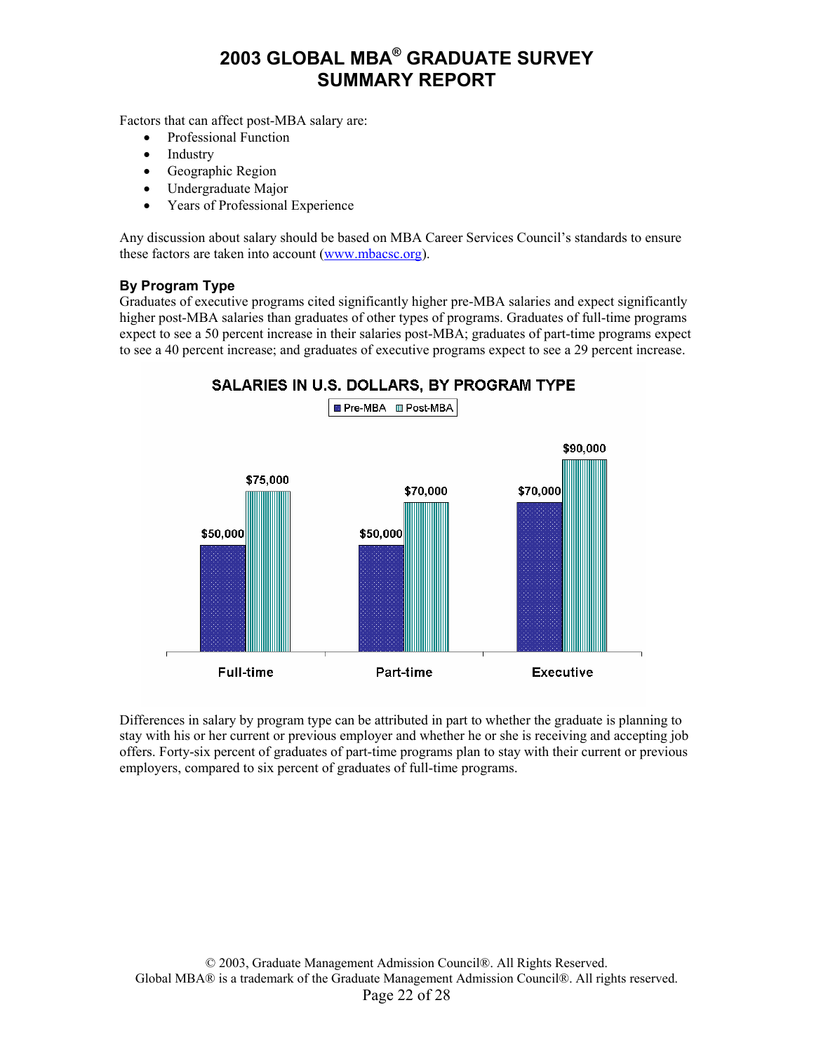# 2003 GLOBAL MBA® GRADUATE SURVEY SUMMARY REPORT

Factors that can affect post-MBA salary are:

- Professional Function
- Industry
- Geographic Region
- Undergraduate Major
- Years of Professional Experience

Any discussion about salary should be based on MBA Career Services Council's standards to ensure these factors are taken into account (www.mbacsc.org).

### By Program Type

Graduates of executive programs cited significantly higher pre-MBA salaries and expect significantly higher post-MBA salaries than graduates of other types of programs. Graduates of full-time programs expect to see a 50 percent increase in their salaries post-MBA; graduates of part-time programs expect to see a 40 percent increase; and graduates of executive programs expect to see a 29 percent increase.

**SALARIES IN U.S. DOLLARS, BY PROGRAM TYPE**

| | Pre-MBA | Post-MBA |
|---|---|---|
| Full-time | $50,000 | $75,000 |
| Part-time | $50,000 | $70,000 |
| Executive | $70,000 | $90,000 |

Differences in salary by program type can be attributed in part to whether the graduate is planning to stay with his or her current or previous employer and whether he or she is receiving and accepting job offers. Forty-six percent of graduates of part-time programs plan to stay with their current or previous employers, compared to six percent of graduates of full-time programs.

© 2003, Graduate Management Admission Council®. All Rights Reserved.
Global MBA® is a trademark of the Graduate Management Admission Council®. All rights reserved.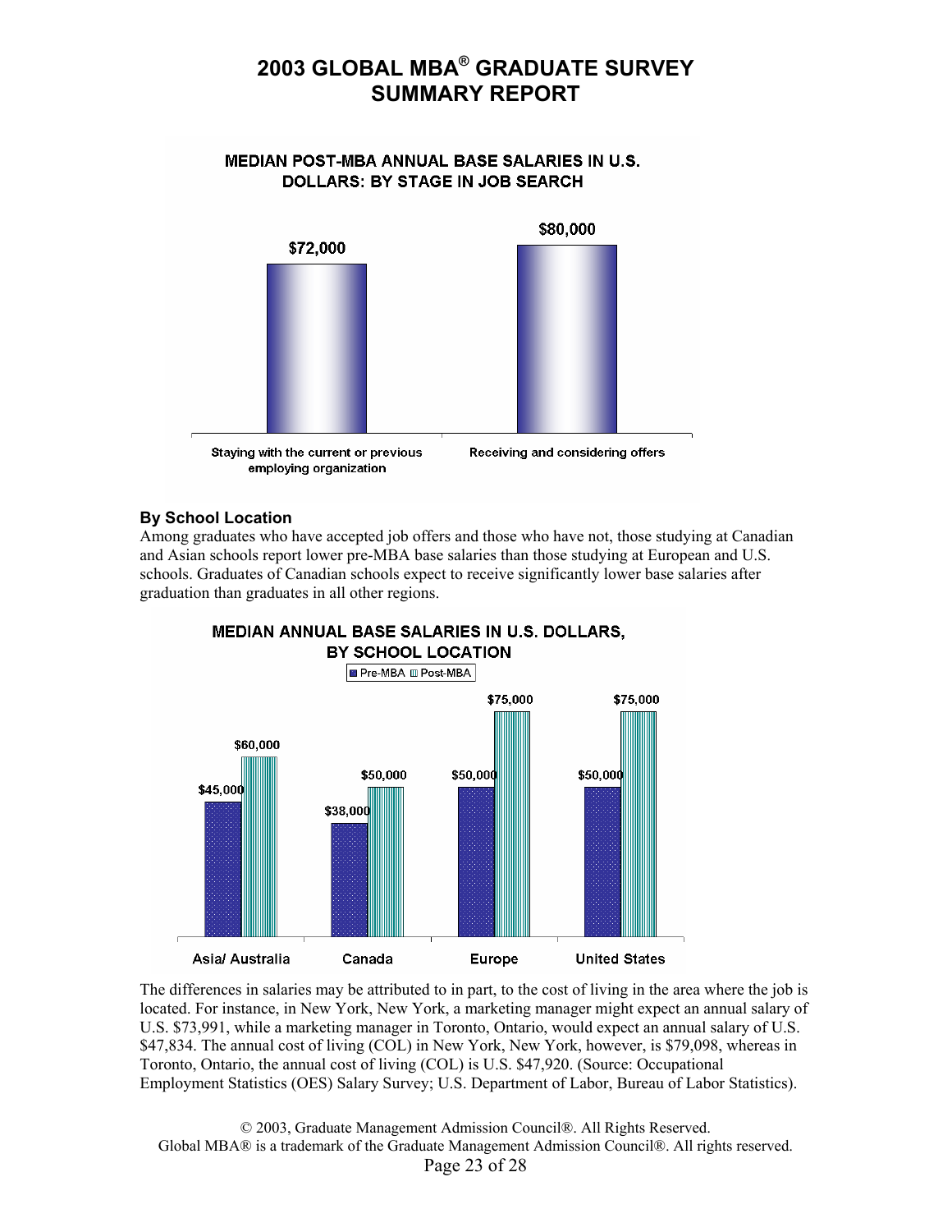**MEDIAN POST-MBA ANNUAL BASE SALARIES IN U.S. DOLLARS: BY STAGE IN JOB SEARCH**

| Stage in Job Search | Median Post-MBA Annual Base Salary |
|---|---|
| Staying with the current or previous employing organization | $72,000 |
| Receiving and considering offers | $80,000 |

### By School Location

Among graduates who have accepted job offers and those who have not, those studying at Canadian and Asian schools report lower pre-MBA base salaries than those studying at European and U.S. schools. Graduates of Canadian schools expect to receive significantly lower base salaries after graduation than graduates in all other regions.

**MEDIAN ANNUAL BASE SALARIES IN U.S. DOLLARS, BY SCHOOL LOCATION**

| School Location | Pre-MBA | Post-MBA |
|---|---|---|
| Asia/ Australia | $45,000 | $60,000 |
| Canada | $38,000 | $50,000 |
| Europe | $50,000 | $75,000 |
| United States | $50,000 | $75,000 |

The differences in salaries may be attributed to in part, to the cost of living in the area where the job is located. For instance, in New York, New York, a marketing manager might expect an annual salary of U.S. $73,991, while a marketing manager in Toronto, Ontario, would expect an annual salary of U.S. $47,834. The annual cost of living (COL) in New York, New York, however, is $79,098, whereas in Toronto, Ontario, the annual cost of living (COL) is U.S. $47,920. (Source: Occupational Employment Statistics (OES) Salary Survey; U.S. Department of Labor, Bureau of Labor Statistics).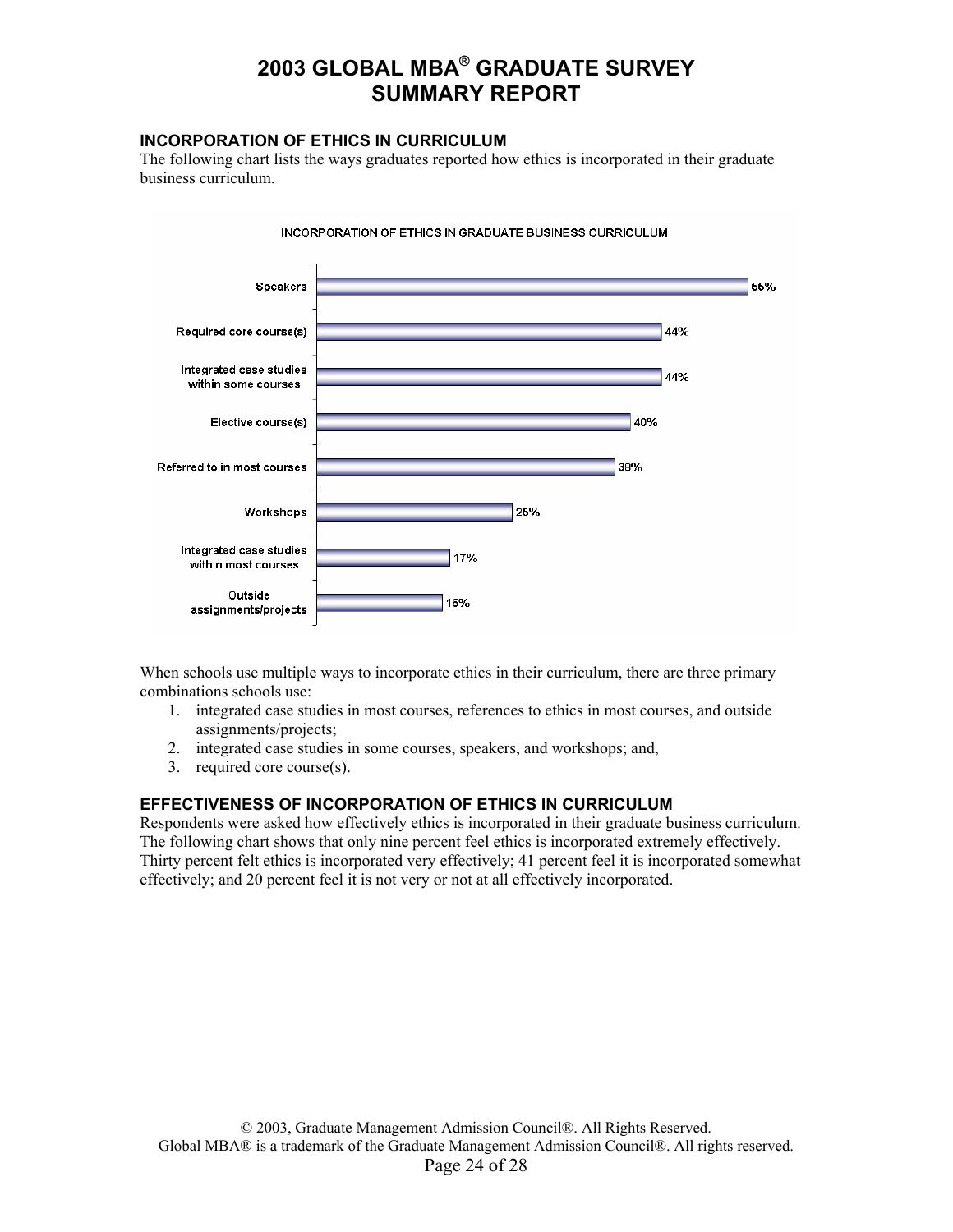## INCORPORATION OF ETHICS IN CURRICULUM

The following chart lists the ways graduates reported how ethics is incorporated in their graduate business curriculum.

**INCORPORATION OF ETHICS IN GRADUATE BUSINESS CURRICULUM**

| Method | Percent |
|---|---|
| Speakers | 55% |
| Required core course(s) | 44% |
| Integrated case studies within some courses | 44% |
| Elective course(s) | 40% |
| Referred to in most courses | 38% |
| Workshops | 25% |
| Integrated case studies within most courses | 17% |
| Outside assignments/projects | 16% |

When schools use multiple ways to incorporate ethics in their curriculum, there are three primary combinations schools use:

1. integrated case studies in most courses, references to ethics in most courses, and outside assignments/projects;
2. integrated case studies in some courses, speakers, and workshops; and,
3. required core course(s).

## EFFECTIVENESS OF INCORPORATION OF ETHICS IN CURRICULUM

Respondents were asked how effectively ethics is incorporated in their graduate business curriculum. The following chart shows that only nine percent feel ethics is incorporated extremely effectively. Thirty percent felt ethics is incorporated very effectively; 41 percent feel it is incorporated somewhat effectively; and 20 percent feel it is not very or not at all effectively incorporated.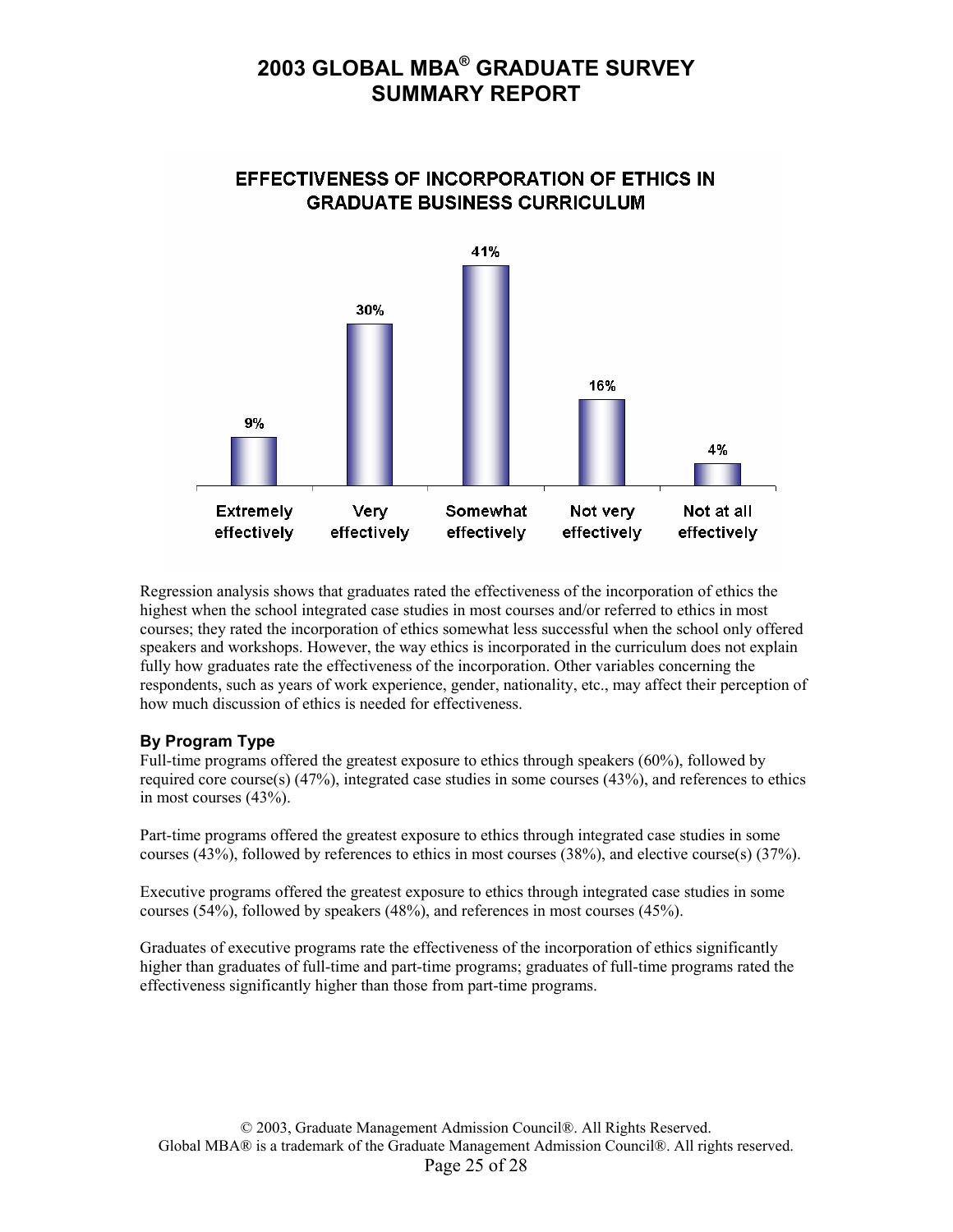# 2003 GLOBAL MBA® GRADUATE SURVEY SUMMARY REPORT

**EFFECTIVENESS OF INCORPORATION OF ETHICS IN GRADUATE BUSINESS CURRICULUM**

| Extremely effectively | Very effectively | Somewhat effectively | Not very effectively | Not at all effectively |
|---|---|---|---|---|
| 9% | 30% | 41% | 16% | 4% |

Regression analysis shows that graduates rated the effectiveness of the incorporation of ethics the highest when the school integrated case studies in most courses and/or referred to ethics in most courses; they rated the incorporation of ethics somewhat less successful when the school only offered speakers and workshops. However, the way ethics is incorporated in the curriculum does not explain fully how graduates rate the effectiveness of the incorporation. Other variables concerning the respondents, such as years of work experience, gender, nationality, etc., may affect their perception of how much discussion of ethics is needed for effectiveness.

### By Program Type

Full-time programs offered the greatest exposure to ethics through speakers (60%), followed by required core course(s) (47%), integrated case studies in some courses (43%), and references to ethics in most courses (43%).

Part-time programs offered the greatest exposure to ethics through integrated case studies in some courses (43%), followed by references to ethics in most courses (38%), and elective course(s) (37%).

Executive programs offered the greatest exposure to ethics through integrated case studies in some courses (54%), followed by speakers (48%), and references in most courses (45%).

Graduates of executive programs rate the effectiveness of the incorporation of ethics significantly higher than graduates of full-time and part-time programs; graduates of full-time programs rated the effectiveness significantly higher than those from part-time programs.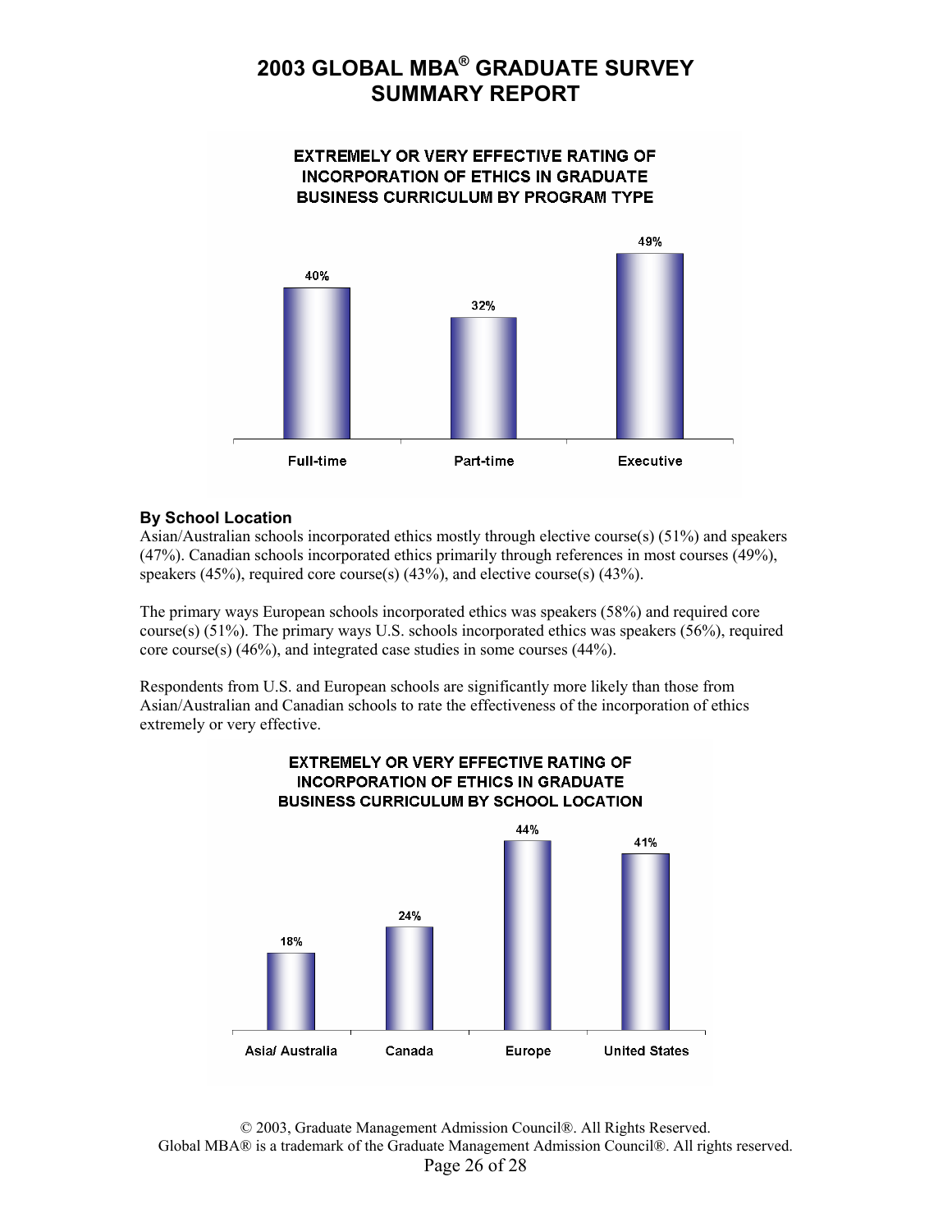**EXTREMELY OR VERY EFFECTIVE RATING OF INCORPORATION OF ETHICS IN GRADUATE BUSINESS CURRICULUM BY PROGRAM TYPE**

| Full-time | Part-time | Executive |
|---|---|---|
| 40% | 32% | 49% |

### By School Location

Asian/Australian schools incorporated ethics mostly through elective course(s) (51%) and speakers (47%). Canadian schools incorporated ethics primarily through references in most courses (49%), speakers (45%), required core course(s) (43%), and elective course(s) (43%).

The primary ways European schools incorporated ethics was speakers (58%) and required core course(s) (51%). The primary ways U.S. schools incorporated ethics was speakers (56%), required core course(s) (46%), and integrated case studies in some courses (44%).

Respondents from U.S. and European schools are significantly more likely than those from Asian/Australian and Canadian schools to rate the effectiveness of the incorporation of ethics extremely or very effective.

**EXTREMELY OR VERY EFFECTIVE RATING OF INCORPORATION OF ETHICS IN GRADUATE BUSINESS CURRICULUM BY SCHOOL LOCATION**

| Asia/ Australia | Canada | Europe | United States |
|---|---|---|---|
| 18% | 24% | 44% | 41% |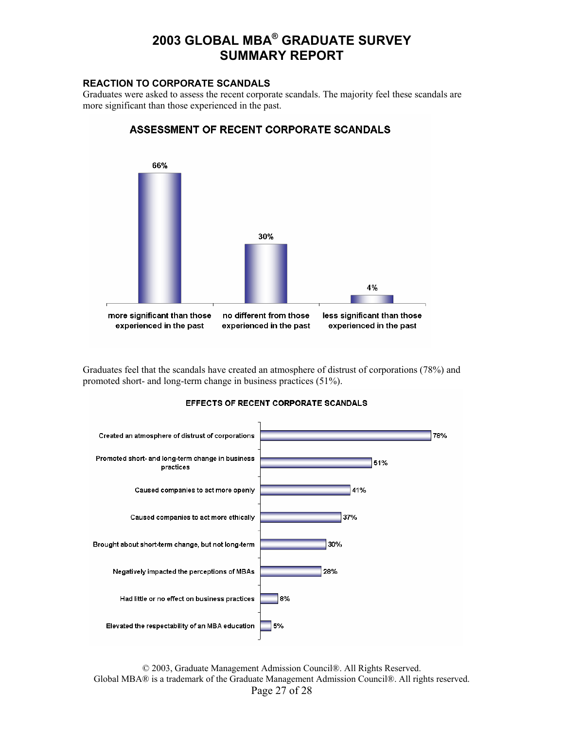# 2003 GLOBAL MBA® GRADUATE SURVEY SUMMARY REPORT

## REACTION TO CORPORATE SCANDALS

Graduates were asked to assess the recent corporate scandals. The majority feel these scandals are more significant than those experienced in the past.

### ASSESSMENT OF RECENT CORPORATE SCANDALS

| Assessment | Percent |
|---|---|
| more significant than those experienced in the past | 66% |
| no different from those experienced in the past | 30% |
| less significant than those experienced in the past | 4% |

Graduates feel that the scandals have created an atmosphere of distrust of corporations (78%) and promoted short- and long-term change in business practices (51%).

### EFFECTS OF RECENT CORPORATE SCANDALS

| Effect | Percent |
|---|---|
| Created an atmosphere of distrust of corporations | 78% |
| Promoted short- and long-term change in business practices | 51% |
| Caused companies to act more openly | 41% |
| Caused companies to act more ethically | 37% |
| Brought about short-term change, but not long-term | 30% |
| Negatively impacted the perceptions of MBAs | 28% |
| Had little or no effect on business practices | 8% |
| Elevated the respectability of an MBA education | 5% |

© 2003, Graduate Management Admission Council®. All Rights Reserved.
Global MBA® is a trademark of the Graduate Management Admission Council®. All rights reserved.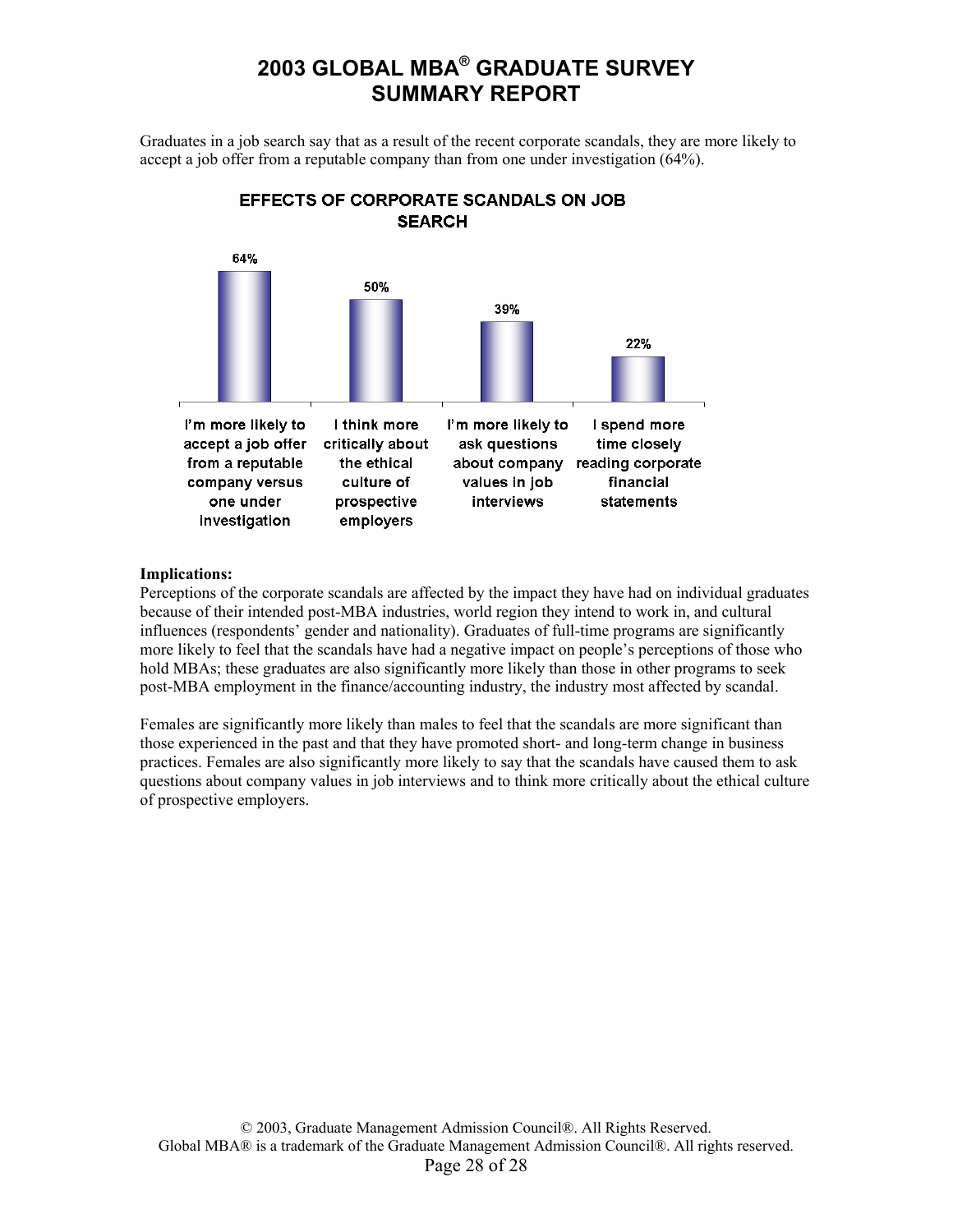# 2003 GLOBAL MBA® GRADUATE SURVEY SUMMARY REPORT

Graduates in a job search say that as a result of the recent corporate scandals, they are more likely to accept a job offer from a reputable company than from one under investigation (64%).

EFFECTS OF CORPORATE SCANDALS ON JOB SEARCH

64%

50%

39%

22%

I'm more likely to accept a job offer from a reputable company versus one under investigation

I think more critically about the ethical culture of prospective employers

I'm more likely to ask questions about company values in job interviews

I spend more time closely reading corporate financial statements

**Implications:**

Perceptions of the corporate scandals are affected by the impact they have had on individual graduates because of their intended post-MBA industries, world region they intend to work in, and cultural influences (respondents' gender and nationality). Graduates of full-time programs are significantly more likely to feel that the scandals have had a negative impact on people's perceptions of those who hold MBAs; these graduates are also significantly more likely than those in other programs to seek post-MBA employment in the finance/accounting industry, the industry most affected by scandal.

Females are significantly more likely than males to feel that the scandals are more significant than those experienced in the past and that they have promoted short- and long-term change in business practices. Females are also significantly more likely to say that the scandals have caused them to ask questions about company values in job interviews and to think more critically about the ethical culture of prospective employers.

© 2003, Graduate Management Admission Council®. All Rights Reserved.
Global MBA® is a trademark of the Graduate Management Admission Council®. All rights reserved.